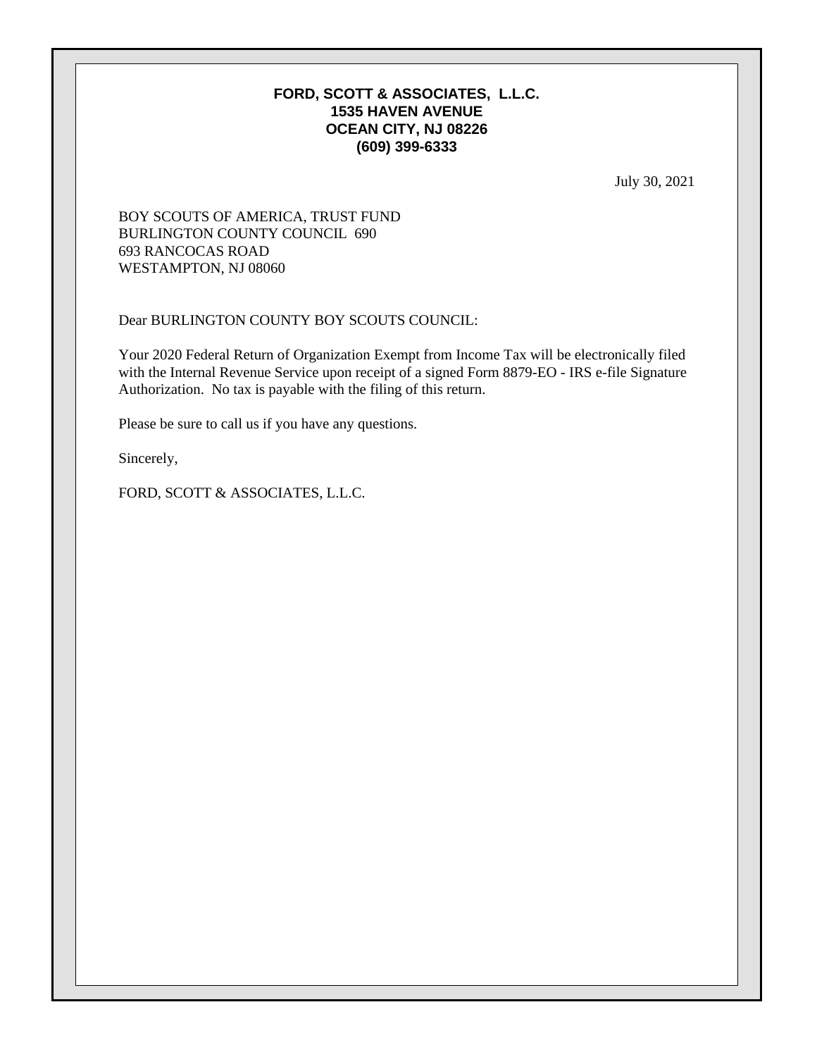**FORD, SCOTT & ASSOCIATES, L.L.C.**
**1535 HAVEN AVENUE**
**OCEAN CITY, NJ 08226**
**(609) 399-6333**

July 30, 2021

BOY SCOUTS OF AMERICA, TRUST FUND
BURLINGTON COUNTY COUNCIL 690
693 RANCOCAS ROAD
WESTAMPTON, NJ 08060

Dear BURLINGTON COUNTY BOY SCOUTS COUNCIL:

Your 2020 Federal Return of Organization Exempt from Income Tax will be electronically filed with the Internal Revenue Service upon receipt of a signed Form 8879-EO - IRS e-file Signature Authorization. No tax is payable with the filing of this return.

Please be sure to call us if you have any questions.

Sincerely,

FORD, SCOTT & ASSOCIATES, L.L.C.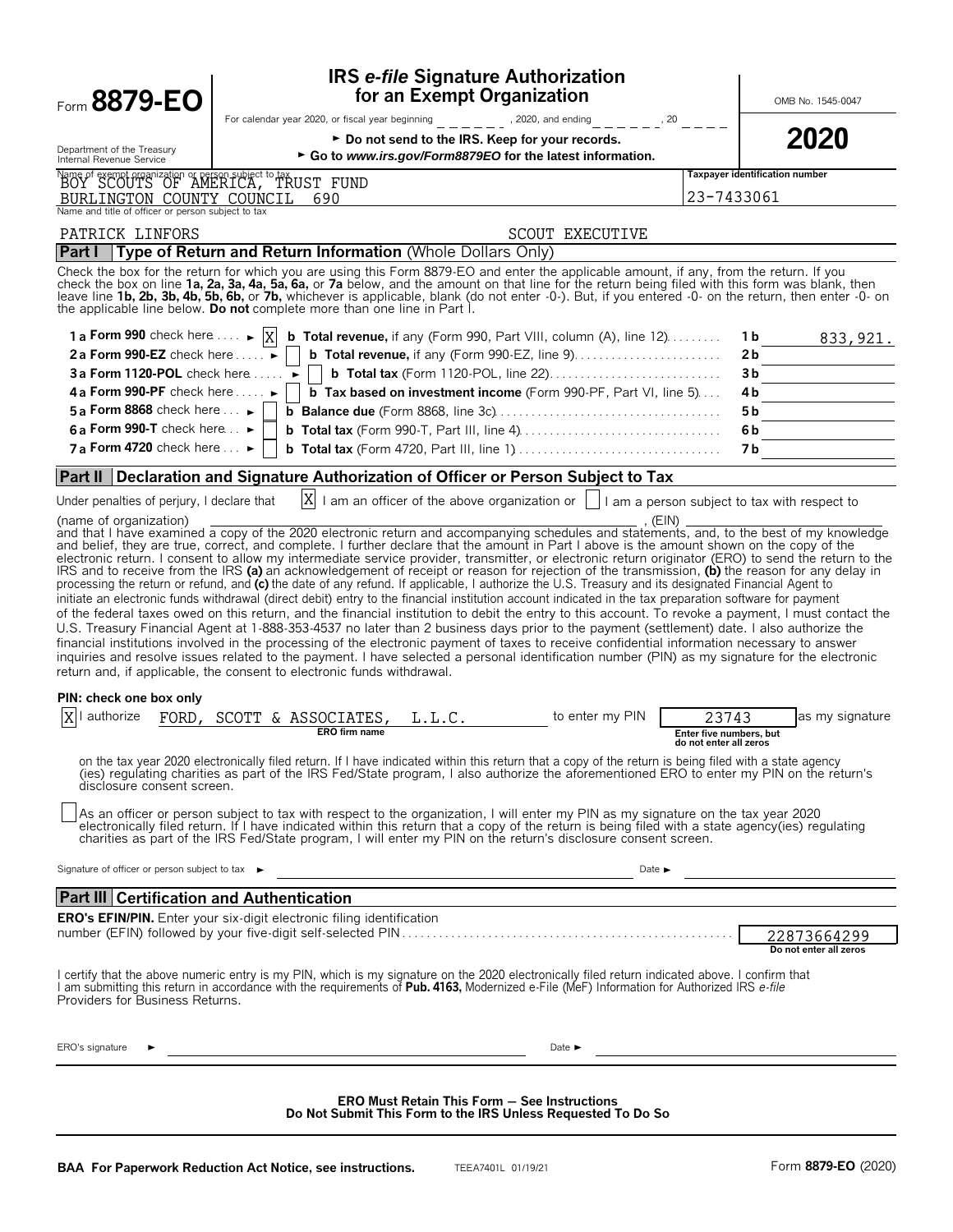# Form 8879-EO

## IRS *e-file* Signature Authorization for an Exempt Organization

For calendar year 2020, or fiscal year beginning ______, 2020, and ending ______, 20 ____

► Do not send to the IRS. Keep for your records.

► Go to *www.irs.gov/Form8879EO* for the latest information.

OMB No. 1545-0047

**2020**

Department of the Treasury
Internal Revenue Service

Name of exempt organization or person subject to tax: BOY SCOUTS OF AMERICA, TRUST FUND
BURLINGTON COUNTY COUNCIL 690

Taxpayer identification number: 23-7433061

Name and title of officer or person subject to tax: PATRICK LINFORS SCOUT EXECUTIVE

## Part I Type of Return and Return Information (Whole Dollars Only)

Check the box for the return for which you are using this Form 8879-EO and enter the applicable amount, if any, from the return. If you check the box on line **1a, 2a, 3a, 4a, 5a, 6a,** or **7a** below, and the amount on that line for the return being filed with this form was blank, then leave line **1b, 2b, 3b, 4b, 5b, 6b,** or **7b,** whichever is applicable, blank (do not enter -0-). But, if you entered -0- on the return, then enter -0- on the applicable line below. **Do not** complete more than one line in Part I.

| | | | |
|---|---|---|---|
| **1a Form 990** check here ► [X] | **b Total revenue,** if any (Form 990, Part VIII, column (A), line 12) | 1b | 833,921. |
| **2a Form 990-EZ** check here ► [ ] | **b Total revenue,** if any (Form 990-EZ, line 9) | 2b | |
| **3a Form 1120-POL** check here ► [ ] | **b Total tax** (Form 1120-POL, line 22) | 3b | |
| **4a Form 990-PF** check here ► [ ] | **b Tax based on investment income** (Form 990-PF, Part VI, line 5) | 4b | |
| **5a Form 8868** check here ► [ ] | **b Balance due** (Form 8868, line 3c) | 5b | |
| **6a Form 990-T** check here ► [ ] | **b Total tax** (Form 990-T, Part III, line 4) | 6b | |
| **7a Form 4720** check here ► [ ] | **b Total tax** (Form 4720, Part III, line 1) | 7b | |

## Part II Declaration and Signature Authorization of Officer or Person Subject to Tax

Under penalties of perjury, I declare that [X] I am an officer of the above organization or [ ] I am a person subject to tax with respect to (name of organization) ______________________, (EIN) ______________ and that I have examined a copy of the 2020 electronic return and accompanying schedules and statements, and, to the best of my knowledge and belief, they are true, correct, and complete. I further declare that the amount in Part I above is the amount shown on the copy of the electronic return. I consent to allow my intermediate service provider, transmitter, or electronic return originator (ERO) to send the return to the IRS and to receive from the IRS **(a)** an acknowledgement of receipt or reason for rejection of the transmission, **(b)** the reason for any delay in processing the return or refund, and **(c)** the date of any refund. If applicable, I authorize the U.S. Treasury and its designated Financial Agent to initiate an electronic funds withdrawal (direct debit) entry to the financial institution account indicated in the tax preparation software for payment of the federal taxes owed on this return, and the financial institution to debit the entry to this account. To revoke a payment, I must contact the U.S. Treasury Financial Agent at 1-888-353-4537 no later than 2 business days prior to the payment (settlement) date. I also authorize the financial institutions involved in the processing of the electronic payment of taxes to receive confidential information necessary to answer inquiries and resolve issues related to the payment. I have selected a personal identification number (PIN) as my signature for the electronic return and, if applicable, the consent to electronic funds withdrawal.

**PIN: check one box only**

[X] I authorize FORD, SCOTT & ASSOCIATES, L.L.C. (ERO firm name) to enter my PIN 23743 (Enter five numbers, but do not enter all zeros) as my signature on the tax year 2020 electronically filed return. If I have indicated within this return that a copy of the return is being filed with a state agency (ies) regulating charities as part of the IRS Fed/State program, I also authorize the aforementioned ERO to enter my PIN on the return's disclosure consent screen.

[ ] As an officer or person subject to tax with respect to the organization, I will enter my PIN as my signature on the tax year 2020 electronically filed return. If I have indicated within this return that a copy of the return is being filed with a state agency(ies) regulating charities as part of the IRS Fed/State program, I will enter my PIN on the return's disclosure consent screen.

Signature of officer or person subject to tax ► ______________________ Date ► ______________

## Part III Certification and Authentication

**ERO's EFIN/PIN.** Enter your six-digit electronic filing identification number (EFIN) followed by your five-digit self-selected PIN: 22873664299 (Do not enter all zeros)

I certify that the above numeric entry is my PIN, which is my signature on the 2020 electronically filed return indicated above. I confirm that I am submitting this return in accordance with the requirements of **Pub. 4163,** Modernized e-File (MeF) Information for Authorized IRS *e-file* Providers for Business Returns.

ERO's signature ► ______________________ Date ► ______________

**ERO Must Retain This Form — See Instructions**
**Do Not Submit This Form to the IRS Unless Requested To Do So**

**BAA For Paperwork Reduction Act Notice, see instructions.** TEEA7401L 01/19/21 Form **8879-EO** (2020)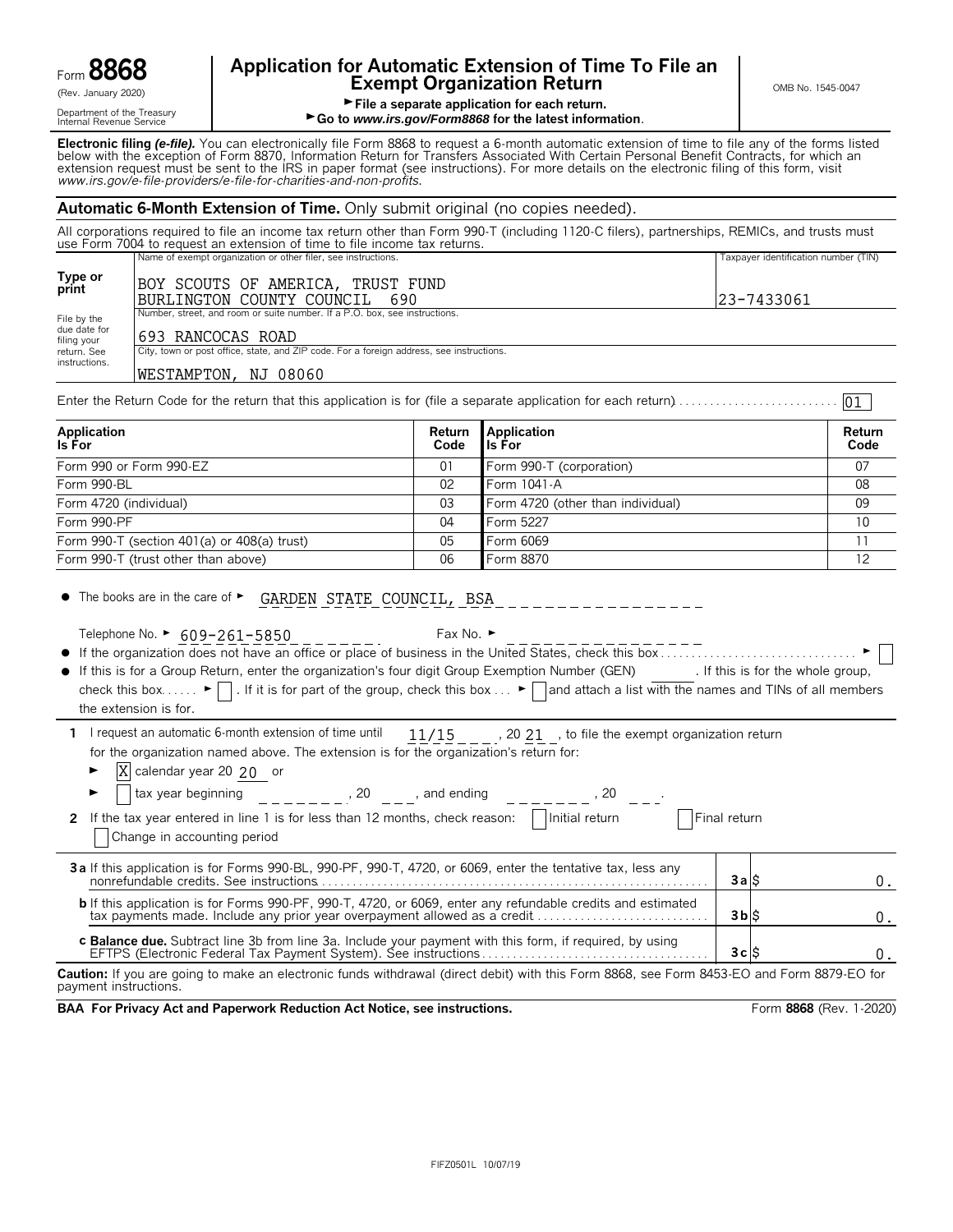Form **8868**
(Rev. January 2020)
Department of the Treasury
Internal Revenue Service

# Application for Automatic Extension of Time To File an Exempt Organization Return

► File a separate application for each return.
► Go to *www.irs.gov/Form8868* for the latest information.

OMB No. 1545-0047

**Electronic filing *(e-file).*** You can electronically file Form 8868 to request a 6-month automatic extension of time to file any of the forms listed below with the exception of Form 8870, Information Return for Transfers Associated With Certain Personal Benefit Contracts, for which an extension request must be sent to the IRS in paper format (see instructions). For more details on the electronic filing of this form, visit *www.irs.gov/e-file-providers/e-file-for-charities-and-non-profits.*

## Automatic 6-Month Extension of Time. Only submit original (no copies needed).

All corporations required to file an income tax return other than Form 990-T (including 1120-C filers), partnerships, REMICs, and trusts must use Form 7004 to request an extension of time to file income tax returns.

| | | |
|---|---|---|
| **Type or print** | Name of exempt organization or other filer, see instructions.<br>BOY SCOUTS OF AMERICA, TRUST FUND<br>BURLINGTON COUNTY COUNCIL 690 | Taxpayer identification number (TIN)<br>23-7433061 |
| File by the due date for filing your return. See instructions. | Number, street, and room or suite number. If a P.O. box, see instructions.<br>693 RANCOCAS ROAD | |
| | City, town or post office, state, and ZIP code. For a foreign address, see instructions.<br>WESTAMPTON, NJ 08060 | |

Enter the Return Code for the return that this application is for (file a separate application for each return) . . . 01

| Application Is For | Return Code | Application Is For | Return Code |
|---|---|---|---|
| Form 990 or Form 990-EZ | 01 | Form 990-T (corporation) | 07 |
| Form 990-BL | 02 | Form 1041-A | 08 |
| Form 4720 (individual) | 03 | Form 4720 (other than individual) | 09 |
| Form 990-PF | 04 | Form 5227 | 10 |
| Form 990-T (section 401(a) or 408(a) trust) | 05 | Form 6069 | 11 |
| Form 990-T (trust other than above) | 06 | Form 8870 | 12 |

- The books are in the care of ► GARDEN STATE COUNCIL, BSA

  Telephone No. ► 609-261-5850 Fax No. ►
- If the organization does not have an office or place of business in the United States, check this box . . . ► ☐
- If this is for a Group Return, enter the organization's four digit Group Exemption Number (GEN) ______. If this is for the whole group, check this box . . . ► ☐. If it is for part of the group, check this box . . . ► ☐ and attach a list with the names and TINs of all members the extension is for.

**1** I request an automatic 6-month extension of time until 11/15, 20 21, to file the exempt organization return for the organization named above. The extension is for the organization's return for:

► ☒ calendar year 20 20 or

► ☐ tax year beginning ______, 20 ___, and ending ______, 20 ___.

**2** If the tax year entered in line 1 is for less than 12 months, check reason: ☐ Initial return ☐ Final return ☐ Change in accounting period

| | | |
|---|---|---|
| **3a** If this application is for Forms 990-BL, 990-PF, 990-T, 4720, or 6069, enter the tentative tax, less any nonrefundable credits. See instructions | **3a** $ | 0. |
| **b** If this application is for Forms 990-PF, 990-T, 4720, or 6069, enter any refundable credits and estimated tax payments made. Include any prior year overpayment allowed as a credit | **3b** $ | 0. |
| **c Balance due.** Subtract line 3b from line 3a. Include your payment with this form, if required, by using EFTPS (Electronic Federal Tax Payment System). See instructions | **3c** $ | 0. |

**Caution:** If you are going to make an electronic funds withdrawal (direct debit) with this Form 8868, see Form 8453-EO and Form 8879-EO for payment instructions.

**BAA For Privacy Act and Paperwork Reduction Act Notice, see instructions.** Form **8868** (Rev. 1-2020)

FIFZ0501L 10/07/19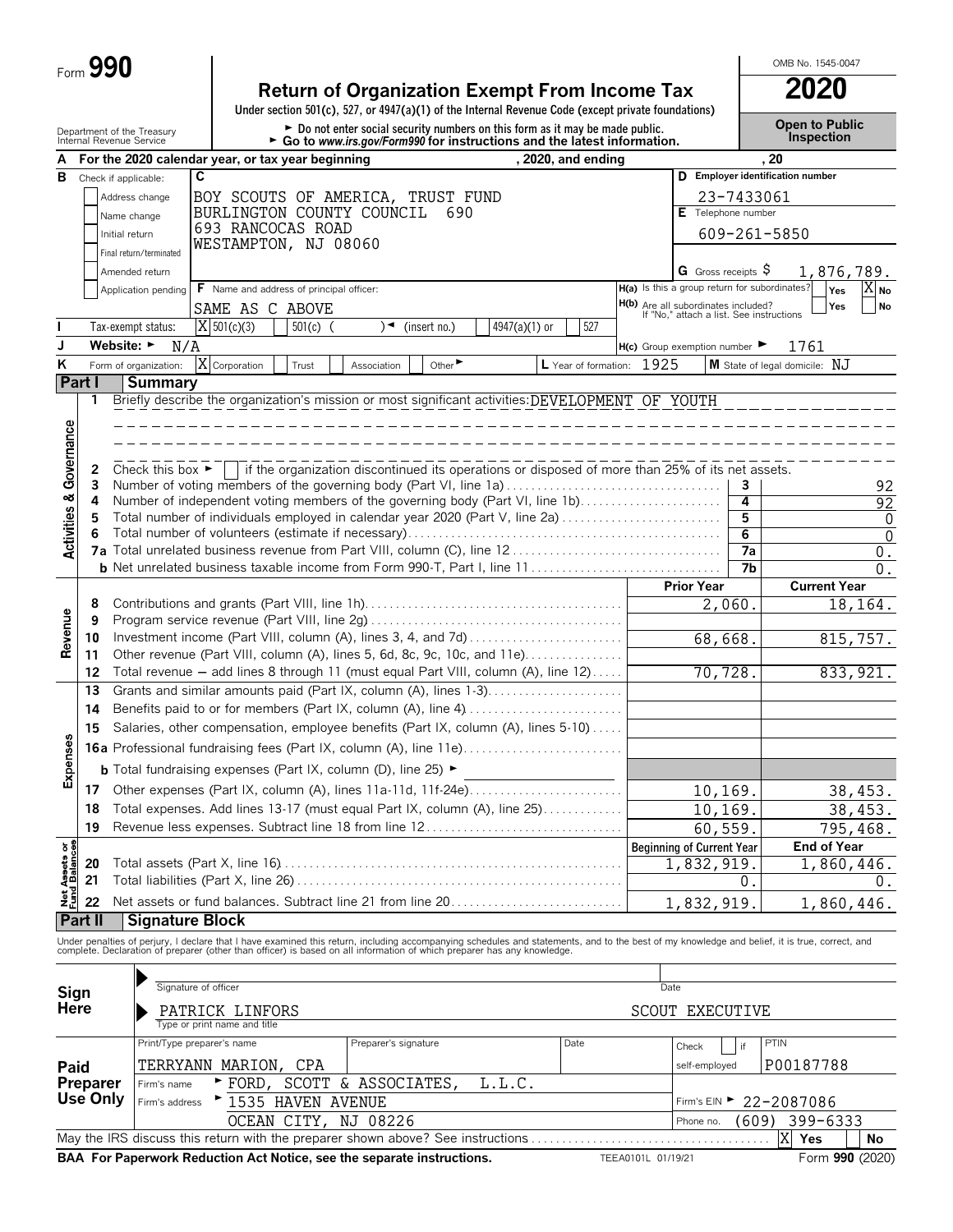Form **990**

# Return of Organization Exempt From Income Tax

**2020**

Under section 501(c), 527, or 4947(a)(1) of the Internal Revenue Code (except private foundations)

OMB No. 1545-0047

Department of the Treasury
Internal Revenue Service

► Do not enter social security numbers on this form as it may be made public.
► Go to *www.irs.gov/Form990* for instructions and the latest information.

**Open to Public Inspection**

**A** For the 2020 calendar year, or tax year beginning , 2020, and ending , 20

**B** Check if applicable:
- Address change
- Name change
- Initial return
- Final return/terminated
- Amended return
- Application pending

**C** BOY SCOUTS OF AMERICA, TRUST FUND
BURLINGTON COUNTY COUNCIL 690
693 RANCOCAS ROAD
WESTAMPTON, NJ 08060

**D** Employer identification number: 23-7433061

**E** Telephone number: 609-261-5850

**G** Gross receipts $ 1,876,789.

**F** Name and address of principal officer: SAME AS C ABOVE

**H(a)** Is this a group return for subordinates? Yes [ ] No [X]

**H(b)** Are all subordinates included? Yes [ ] No [ ]
If "No," attach a list. See instructions

**I** Tax-exempt status: [X] 501(c)(3) [ ] 501(c) ( ) ◄ (insert no.) [ ] 4947(a)(1) or [ ] 527

**J** Website: ► N/A

**H(c)** Group exemption number ► 1761

**K** Form of organization: [X] Corporation [ ] Trust [ ] Association [ ] Other ►

**L** Year of formation: 1925

**M** State of legal domicile: NJ

## Part I Summary

**Activities & Governance**

1 Briefly describe the organization's mission or most significant activities: DEVELOPMENT OF YOUTH

2 Check this box ► [ ] if the organization discontinued its operations or disposed of more than 25% of its net assets.

| | | | |
|---|---|---|---|
| 3 | Number of voting members of the governing body (Part VI, line 1a) | 3 | 92 |
| 4 | Number of independent voting members of the governing body (Part VI, line 1b) | 4 | 92 |
| 5 | Total number of individuals employed in calendar year 2020 (Part V, line 2a) | 5 | 0 |
| 6 | Total number of volunteers (estimate if necessary) | 6 | 0 |
| 7a | Total unrelated business revenue from Part VIII, column (C), line 12 | 7a | 0. |
| b | Net unrelated business taxable income from Form 990-T, Part I, line 11 | 7b | 0. |

| | | | Prior Year | Current Year |
|---|---|---|---|---|
| **Revenue** | 8 | Contributions and grants (Part VIII, line 1h) | 2,060. | 18,164. |
| | 9 | Program service revenue (Part VIII, line 2g) | | |
| | 10 | Investment income (Part VIII, column (A), lines 3, 4, and 7d) | 68,668. | 815,757. |
| | 11 | Other revenue (Part VIII, column (A), lines 5, 6d, 8c, 9c, 10c, and 11e) | | |
| | 12 | Total revenue — add lines 8 through 11 (must equal Part VIII, column (A), line 12) | 70,728. | 833,921. |
| **Expenses** | 13 | Grants and similar amounts paid (Part IX, column (A), lines 1-3) | | |
| | 14 | Benefits paid to or for members (Part IX, column (A), line 4) | | |
| | 15 | Salaries, other compensation, employee benefits (Part IX, column (A), lines 5-10) | | |
| | 16a | Professional fundraising fees (Part IX, column (A), line 11e) | | |
| | b | Total fundraising expenses (Part IX, column (D), line 25) ► | | |
| | 17 | Other expenses (Part IX, column (A), lines 11a-11d, 11f-24e) | 10,169. | 38,453. |
| | 18 | Total expenses. Add lines 13-17 (must equal Part IX, column (A), line 25) | 10,169. | 38,453. |
| | 19 | Revenue less expenses. Subtract line 18 from line 12 | 60,559. | 795,468. |
| | | | **Beginning of Current Year** | **End of Year** |
| **Net Assets or Fund Balances** | 20 | Total assets (Part X, line 16) | 1,832,919. | 1,860,446. |
| | 21 | Total liabilities (Part X, line 26) | 0. | 0. |
| | 22 | Net assets or fund balances. Subtract line 21 from line 20 | 1,832,919. | 1,860,446. |

## Part II Signature Block

Under penalties of perjury, I declare that I have examined this return, including accompanying schedules and statements, and to the best of my knowledge and belief, it is true, correct, and complete. Declaration of preparer (other than officer) is based on all information of which preparer has any knowledge.

**Sign Here**

► Signature of officer — Date

► PATRICK LINFORS — SCOUT EXECUTIVE
Type or print name and title

**Paid Preparer Use Only**

| Print/Type preparer's name | Preparer's signature | Date | Check [ ] if self-employed | PTIN |
|---|---|---|---|---|
| TERRYANN MARION, CPA | | | | P00187788 |

Firm's name ► FORD, SCOTT & ASSOCIATES, L.L.C.
Firm's EIN ► 22-2087086

Firm's address ► 1535 HAVEN AVENUE
OCEAN CITY, NJ 08226
Phone no. (609) 399-6333

May the IRS discuss this return with the preparer shown above? See instructions [X] Yes [ ] No

**BAA For Paperwork Reduction Act Notice, see the separate instructions.** TEEA0101L 01/19/21 Form **990** (2020)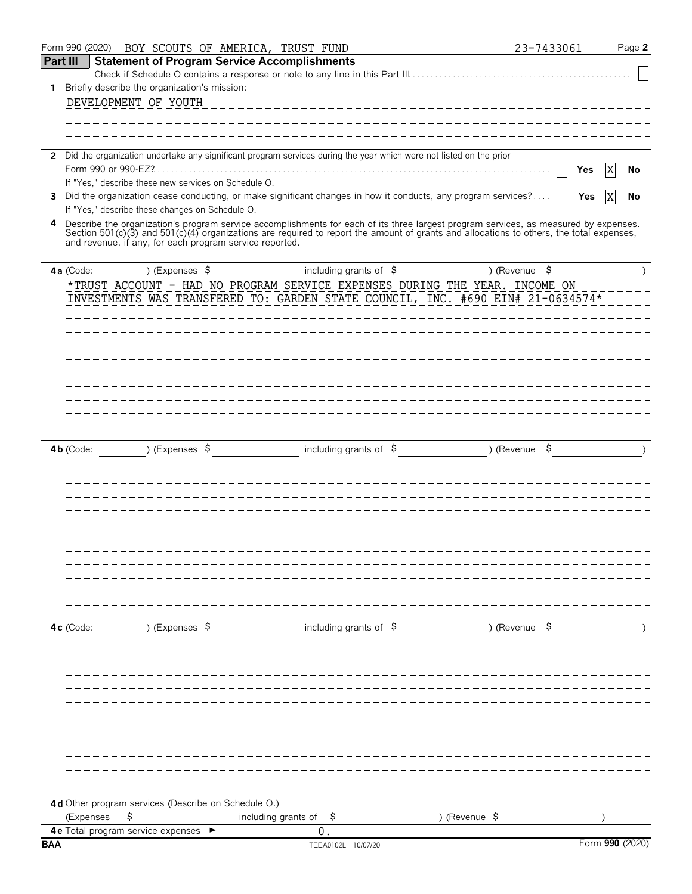Form 990 (2020) BOY SCOUTS OF AMERICA, TRUST FUND 23-7433061

## Part III Statement of Program Service Accomplishments

Check if Schedule O contains a response or note to any line in this Part III ☐

**1** Briefly describe the organization's mission:

DEVELOPMENT OF YOUTH

**2** Did the organization undertake any significant program services during the year which were not listed on the prior Form 990 or 990-EZ? ☐ Yes ☒ No

If "Yes," describe these new services on Schedule O.

**3** Did the organization cease conducting, or make significant changes in how it conducts, any program services? ☐ Yes ☒ No

If "Yes," describe these changes on Schedule O.

**4** Describe the organization's program service accomplishments for each of its three largest program services, as measured by expenses. Section 501(c)(3) and 501(c)(4) organizations are required to report the amount of grants and allocations to others, the total expenses, and revenue, if any, for each program service reported.

**4a** (Code: ) (Expenses $ including grants of $ ) (Revenue $ )

*TRUST ACCOUNT - HAD NO PROGRAM SERVICE EXPENSES DURING THE YEAR. INCOME ON INVESTMENTS WAS TRANSFERED TO: GARDEN STATE COUNCIL, INC. #690 EIN# 21-0634574*

**4b** (Code: ) (Expenses $ including grants of $ ) (Revenue $ )

**4c** (Code: ) (Expenses $ including grants of $ ) (Revenue $ )

**4d** Other program services (Describe on Schedule O.)

(Expenses $ including grants of $ ) (Revenue $ )

**4e** Total program service expenses ► 0.

BAA TEEA0102L 10/07/20 Form 990 (2020)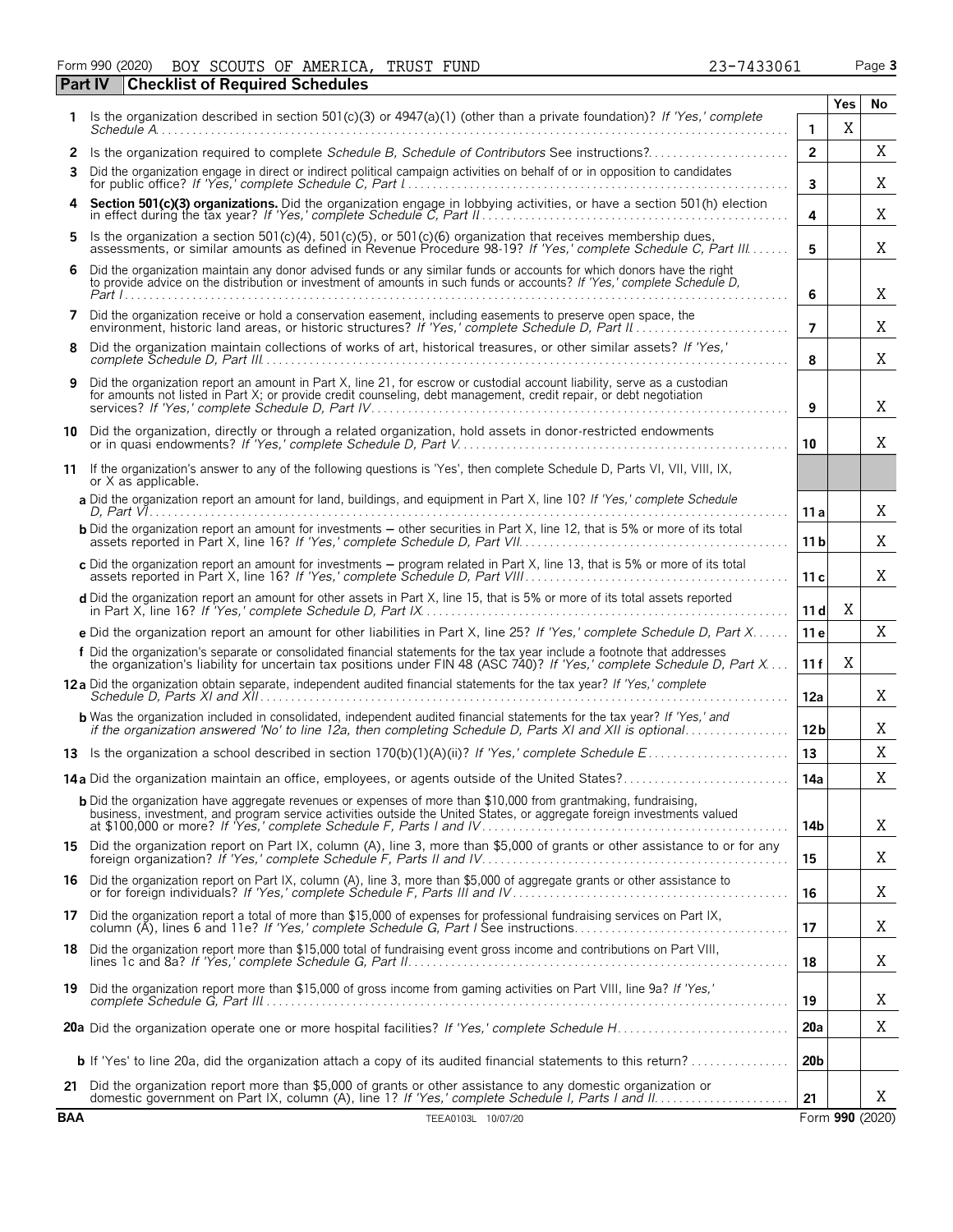Form 990 (2020) BOY SCOUTS OF AMERICA, TRUST FUND 23-7433061 Page **3**

**Part IV Checklist of Required Schedules**

| | | | Yes | No |
|---|---|---|---|---|
| **1** | Is the organization described in section 501(c)(3) or 4947(a)(1) (other than a private foundation)? *If 'Yes,' complete Schedule A* | **1** | X | |
| **2** | Is the organization required to complete *Schedule B, Schedule of Contributors* See instructions? | **2** | | X |
| **3** | Did the organization engage in direct or indirect political campaign activities on behalf of or in opposition to candidates for public office? *If 'Yes,' complete Schedule C, Part I* | **3** | | X |
| **4** | **Section 501(c)(3) organizations.** Did the organization engage in lobbying activities, or have a section 501(h) election in effect during the tax year? *If 'Yes,' complete Schedule C, Part II* | **4** | | X |
| **5** | Is the organization a section 501(c)(4), 501(c)(5), or 501(c)(6) organization that receives membership dues, assessments, or similar amounts as defined in Revenue Procedure 98-19? *If 'Yes,' complete Schedule C, Part III* | **5** | | X |
| **6** | Did the organization maintain any donor advised funds or any similar funds or accounts for which donors have the right to provide advice on the distribution or investment of amounts in such funds or accounts? *If 'Yes,' complete Schedule D, Part I* | **6** | | X |
| **7** | Did the organization receive or hold a conservation easement, including easements to preserve open space, the environment, historic land areas, or historic structures? *If 'Yes,' complete Schedule D, Part II* | **7** | | X |
| **8** | Did the organization maintain collections of works of art, historical treasures, or other similar assets? *If 'Yes,' complete Schedule D, Part III* | **8** | | X |
| **9** | Did the organization report an amount in Part X, line 21, for escrow or custodial account liability, serve as a custodian for amounts not listed in Part X; or provide credit counseling, debt management, credit repair, or debt negotiation services? *If 'Yes,' complete Schedule D, Part IV* | **9** | | X |
| **10** | Did the organization, directly or through a related organization, hold assets in donor-restricted endowments or in quasi endowments? *If 'Yes,' complete Schedule D, Part V* | **10** | | X |
| **11** | If the organization's answer to any of the following questions is 'Yes', then complete Schedule D, Parts VI, VII, VIII, IX, or X as applicable. | | | |
| | **a** Did the organization report an amount for land, buildings, and equipment in Part X, line 10? *If 'Yes,' complete Schedule D, Part VI* | **11a** | | X |
| | **b** Did the organization report an amount for investments – other securities in Part X, line 12, that is 5% or more of its total assets reported in Part X, line 16? *If 'Yes,' complete Schedule D, Part VII* | **11b** | | X |
| | **c** Did the organization report an amount for investments – program related in Part X, line 13, that is 5% or more of its total assets reported in Part X, line 16? *If 'Yes,' complete Schedule D, Part VIII* | **11c** | | X |
| | **d** Did the organization report an amount for other assets in Part X, line 15, that is 5% or more of its total assets reported in Part X, line 16? *If 'Yes,' complete Schedule D, Part IX* | **11d** | X | |
| | **e** Did the organization report an amount for other liabilities in Part X, line 25? *If 'Yes,' complete Schedule D, Part X* | **11e** | | X |
| | **f** Did the organization's separate or consolidated financial statements for the tax year include a footnote that addresses the organization's liability for uncertain tax positions under FIN 48 (ASC 740)? *If 'Yes,' complete Schedule D, Part X* | **11f** | X | |
| **12a** | Did the organization obtain separate, independent audited financial statements for the tax year? *If 'Yes,' complete Schedule D, Parts XI and XII* | **12a** | | X |
| | **b** Was the organization included in consolidated, independent audited financial statements for the tax year? *If 'Yes,' and if the organization answered 'No' to line 12a, then completing Schedule D, Parts XI and XII is optional* | **12b** | | X |
| **13** | Is the organization a school described in section 170(b)(1)(A)(ii)? *If 'Yes,' complete Schedule E* | **13** | | X |
| **14a** | Did the organization maintain an office, employees, or agents outside of the United States? | **14a** | | X |
| | **b** Did the organization have aggregate revenues or expenses of more than $10,000 from grantmaking, fundraising, business, investment, and program service activities outside the United States, or aggregate foreign investments valued at $100,000 or more? *If 'Yes,' complete Schedule F, Parts I and IV* | **14b** | | X |
| **15** | Did the organization report on Part IX, column (A), line 3, more than $5,000 of grants or other assistance to or for any foreign organization? *If 'Yes,' complete Schedule F, Parts II and IV* | **15** | | X |
| **16** | Did the organization report on Part IX, column (A), line 3, more than $5,000 of aggregate grants or other assistance to or for foreign individuals? *If 'Yes,' complete Schedule F, Parts III and IV* | **16** | | X |
| **17** | Did the organization report a total of more than $15,000 of expenses for professional fundraising services on Part IX, column (A), lines 6 and 11e? *If 'Yes,' complete Schedule G, Part I* See instructions | **17** | | X |
| **18** | Did the organization report more than $15,000 total of fundraising event gross income and contributions on Part VIII, lines 1c and 8a? *If 'Yes,' complete Schedule G, Part II* | **18** | | X |
| **19** | Did the organization report more than $15,000 of gross income from gaming activities on Part VIII, line 9a? *If 'Yes,' complete Schedule G, Part III* | **19** | | X |
| **20a** | Did the organization operate one or more hospital facilities? *If 'Yes,' complete Schedule H* | **20a** | | X |
| | **b** If 'Yes' to line 20a, did the organization attach a copy of its audited financial statements to this return? | **20b** | | |
| **21** | Did the organization report more than $5,000 of grants or other assistance to any domestic organization or domestic government on Part IX, column (A), line 1? *If 'Yes,' complete Schedule I, Parts I and II* | **21** | | X |

**BAA** TEEA0103L 10/07/20 Form **990** (2020)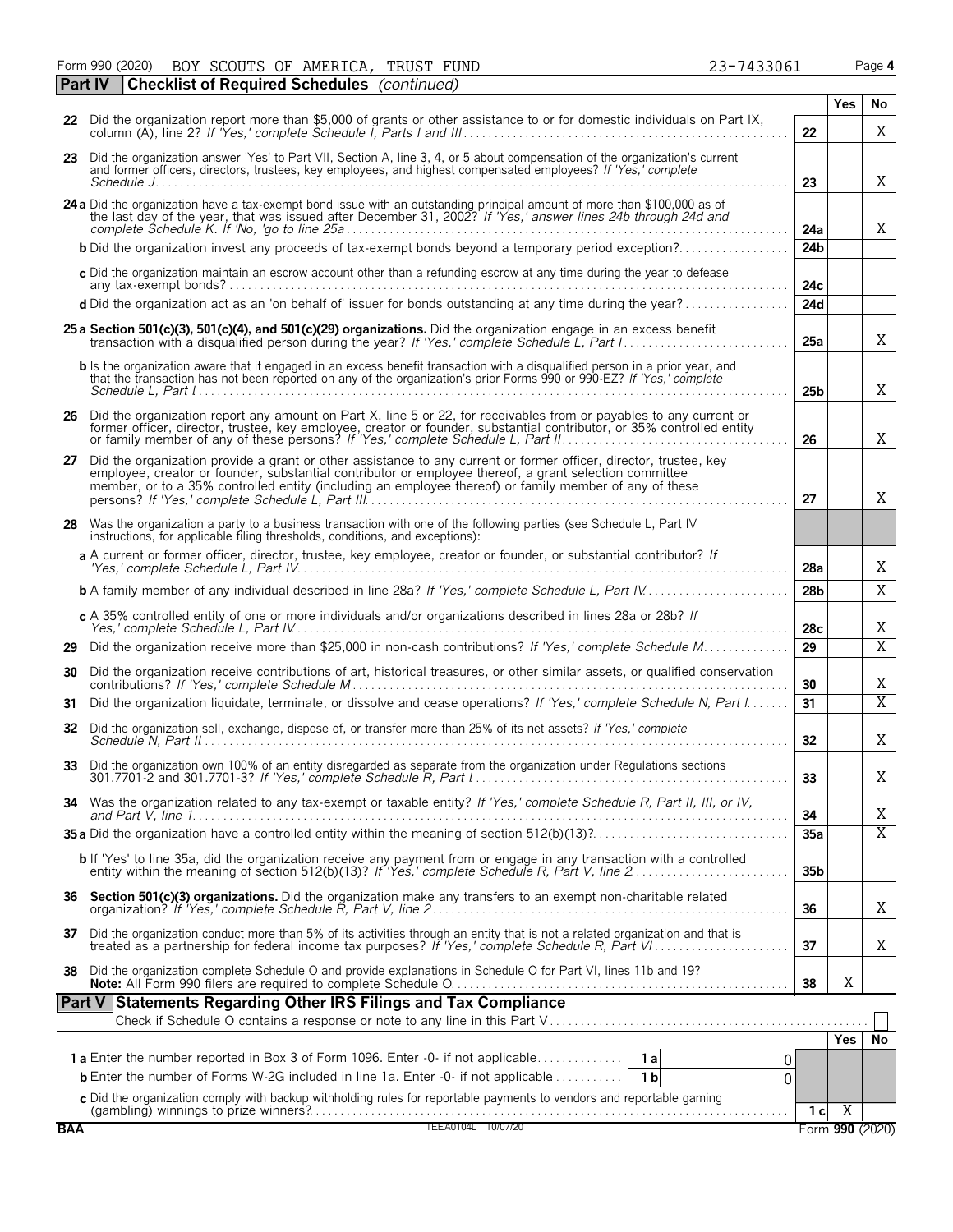Form 990 (2020) BOY SCOUTS OF AMERICA, TRUST FUND 23-7433061 Page 4

**Part IV | Checklist of Required Schedules** *(continued)*

| | | | Yes | No |
|---|---|---|---|---|
| **22** | Did the organization report more than $5,000 of grants or other assistance to or for domestic individuals on Part IX, column (A), line 2? *If 'Yes,' complete Schedule I, Parts I and III* | 22 | | X |
| **23** | Did the organization answer 'Yes' to Part VII, Section A, line 3, 4, or 5 about compensation of the organization's current and former officers, directors, trustees, key employees, and highest compensated employees? *If 'Yes,' complete Schedule J* | 23 | | X |
| **24a** | Did the organization have a tax-exempt bond issue with an outstanding principal amount of more than $100,000 as of the last day of the year, that was issued after December 31, 2002? *If 'Yes,' answer lines 24b through 24d and complete Schedule K. If 'No,' go to line 25a* | 24a | | X |
| **b** | Did the organization invest any proceeds of tax-exempt bonds beyond a temporary period exception? | 24b | | |
| **c** | Did the organization maintain an escrow account other than a refunding escrow at any time during the year to defease any tax-exempt bonds? | 24c | | |
| **d** | Did the organization act as an 'on behalf of' issuer for bonds outstanding at any time during the year? | 24d | | |
| **25a** | **Section 501(c)(3), 501(c)(4), and 501(c)(29) organizations.** Did the organization engage in an excess benefit transaction with a disqualified person during the year? *If 'Yes,' complete Schedule L, Part I* | 25a | | X |
| **b** | Is the organization aware that it engaged in an excess benefit transaction with a disqualified person in a prior year, and that the transaction has not been reported on any of the organization's prior Forms 990 or 990-EZ? *If 'Yes,' complete Schedule L, Part I* | 25b | | X |
| **26** | Did the organization report any amount on Part X, line 5 or 22, for receivables from or payables to any current or former officer, director, trustee, key employee, creator or founder, substantial contributor, or 35% controlled entity or family member of any of these persons? *If 'Yes,' complete Schedule L, Part II* | 26 | | X |
| **27** | Did the organization provide a grant or other assistance to any current or former officer, director, trustee, key employee, creator or founder, substantial contributor or employee thereof, a grant selection committee member, or to a 35% controlled entity (including an employee thereof) or family member of any of these persons? *If 'Yes,' complete Schedule L, Part III* | 27 | | X |
| **28** | Was the organization a party to a business transaction with one of the following parties (see Schedule L, Part IV instructions, for applicable filing thresholds, conditions, and exceptions): | | | |
| **a** | A current or former officer, director, trustee, key employee, creator or founder, or substantial contributor? *If 'Yes,' complete Schedule L, Part IV* | 28a | | X |
| **b** | A family member of any individual described in line 28a? *If 'Yes,' complete Schedule L, Part IV* | 28b | | X |
| **c** | A 35% controlled entity of one or more individuals and/or organizations described in lines 28a or 28b? *If Yes,' complete Schedule L, Part IV* | 28c | | X |
| **29** | Did the organization receive more than $25,000 in non-cash contributions? *If 'Yes,' complete Schedule M* | 29 | | X |
| **30** | Did the organization receive contributions of art, historical treasures, or other similar assets, or qualified conservation contributions? *If 'Yes,' complete Schedule M* | 30 | | X |
| **31** | Did the organization liquidate, terminate, or dissolve and cease operations? *If 'Yes,' complete Schedule N, Part I* | 31 | | X |
| **32** | Did the organization sell, exchange, dispose of, or transfer more than 25% of its net assets? *If 'Yes,' complete Schedule N, Part II* | 32 | | X |
| **33** | Did the organization own 100% of an entity disregarded as separate from the organization under Regulations sections 301.7701-2 and 301.7701-3? *If 'Yes,' complete Schedule R, Part I* | 33 | | X |
| **34** | Was the organization related to any tax-exempt or taxable entity? *If 'Yes,' complete Schedule R, Part II, III, or IV, and Part V, line 1* | 34 | | X |
| **35a** | Did the organization have a controlled entity within the meaning of section 512(b)(13)? | 35a | | X |
| **b** | If 'Yes' to line 35a, did the organization receive any payment from or engage in any transaction with a controlled entity within the meaning of section 512(b)(13)? *If 'Yes,' complete Schedule R, Part V, line 2* | 35b | | |
| **36** | **Section 501(c)(3) organizations.** Did the organization make any transfers to an exempt non-charitable related organization? *If 'Yes,' complete Schedule R, Part V, line 2* | 36 | | X |
| **37** | Did the organization conduct more than 5% of its activities through an entity that is not a related organization and that is treated as a partnership for federal income tax purposes? *If 'Yes,' complete Schedule R, Part VI* | 37 | | X |
| **38** | Did the organization complete Schedule O and provide explanations in Schedule O for Part VI, lines 11b and 19? **Note:** All Form 990 filers are required to complete Schedule O. | 38 | X | |

**Part V | Statements Regarding Other IRS Filings and Tax Compliance**

Check if Schedule O contains a response or note to any line in this Part V ☐

| | | | | | Yes | No |
|---|---|---|---|---|---|---|
| **1a** | Enter the number reported in Box 3 of Form 1096. Enter -0- if not applicable | 1a | 0 | | | |
| **b** | Enter the number of Forms W-2G included in line 1a. Enter -0- if not applicable | 1b | 0 | | | |
| **c** | Did the organization comply with backup withholding rules for reportable payments to vendors and reportable gaming (gambling) winnings to prize winners? | | | 1c | X | |

BAA TEEA0104L 10/07/20 Form **990** (2020)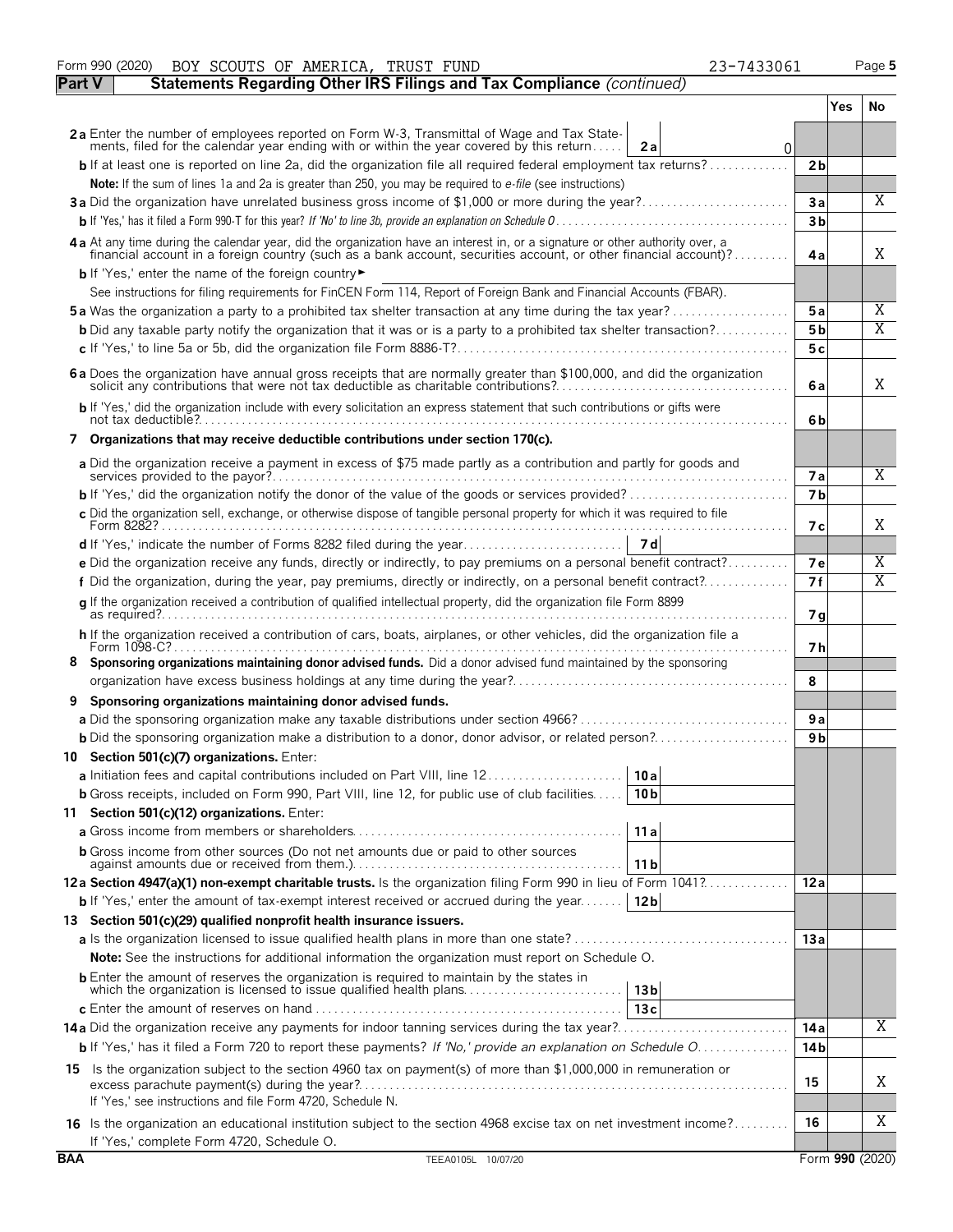Form 990 (2020) BOY SCOUTS OF AMERICA, TRUST FUND 23-7433061

## Part V Statements Regarding Other IRS Filings and Tax Compliance *(continued)*

| | | | Yes | No |
|---|---|---|---|---|
| **2a** | Enter the number of employees reported on Form W-3, Transmittal of Wage and Tax Statements, filed for the calendar year ending with or within the year covered by this return — **2a** 0 | | | |
| **b** | If at least one is reported on line 2a, did the organization file all required federal employment tax returns? | 2b | | |
| | **Note:** If the sum of lines 1a and 2a is greater than 250, you may be required to *e-file* (see instructions) | | | |
| **3a** | Did the organization have unrelated business gross income of $1,000 or more during the year? | 3a | | X |
| **b** | If 'Yes,' has it filed a Form 990-T for this year? *If 'No' to line 3b, provide an explanation on Schedule O* | 3b | | |
| **4a** | At any time during the calendar year, did the organization have an interest in, or a signature or other authority over, a financial account in a foreign country (such as a bank account, securities account, or other financial account)? | 4a | | X |
| **b** | If 'Yes,' enter the name of the foreign country ► | | | |
| | See instructions for filing requirements for FinCEN Form 114, Report of Foreign Bank and Financial Accounts (FBAR). | | | |
| **5a** | Was the organization a party to a prohibited tax shelter transaction at any time during the tax year? | 5a | | X |
| **b** | Did any taxable party notify the organization that it was or is a party to a prohibited tax shelter transaction? | 5b | | X |
| **c** | If 'Yes,' to line 5a or 5b, did the organization file Form 8886-T? | 5c | | |
| **6a** | Does the organization have annual gross receipts that are normally greater than $100,000, and did the organization solicit any contributions that were not tax deductible as charitable contributions? | 6a | | X |
| **b** | If 'Yes,' did the organization include with every solicitation an express statement that such contributions or gifts were not tax deductible? | 6b | | |
| **7** | **Organizations that may receive deductible contributions under section 170(c).** | | | |
| **a** | Did the organization receive a payment in excess of $75 made partly as a contribution and partly for goods and services provided to the payor? | 7a | | X |
| **b** | If 'Yes,' did the organization notify the donor of the value of the goods or services provided? | 7b | | |
| **c** | Did the organization sell, exchange, or otherwise dispose of tangible personal property for which it was required to file Form 8282? | 7c | | X |
| **d** | If 'Yes,' indicate the number of Forms 8282 filed during the year — **7d** | | | |
| **e** | Did the organization receive any funds, directly or indirectly, to pay premiums on a personal benefit contract? | 7e | | X |
| **f** | Did the organization, during the year, pay premiums, directly or indirectly, on a personal benefit contract? | 7f | | X |
| **g** | If the organization received a contribution of qualified intellectual property, did the organization file Form 8899 as required? | 7g | | |
| **h** | If the organization received a contribution of cars, boats, airplanes, or other vehicles, did the organization file a Form 1098-C? | 7h | | |
| **8** | **Sponsoring organizations maintaining donor advised funds.** Did a donor advised fund maintained by the sponsoring organization have excess business holdings at any time during the year? | 8 | | |
| **9** | **Sponsoring organizations maintaining donor advised funds.** | | | |
| **a** | Did the sponsoring organization make any taxable distributions under section 4966? | 9a | | |
| **b** | Did the sponsoring organization make a distribution to a donor, donor advisor, or related person? | 9b | | |
| **10** | **Section 501(c)(7) organizations.** Enter: | | | |
| **a** | Initiation fees and capital contributions included on Part VIII, line 12 — **10a** | | | |
| **b** | Gross receipts, included on Form 990, Part VIII, line 12, for public use of club facilities — **10b** | | | |
| **11** | **Section 501(c)(12) organizations.** Enter: | | | |
| **a** | Gross income from members or shareholders — **11a** | | | |
| **b** | Gross income from other sources (Do not net amounts due or paid to other sources against amounts due or received from them.) — **11b** | | | |
| **12a** | **Section 4947(a)(1) non-exempt charitable trusts.** Is the organization filing Form 990 in lieu of Form 1041? | 12a | | |
| **b** | If 'Yes,' enter the amount of tax-exempt interest received or accrued during the year — **12b** | | | |
| **13** | **Section 501(c)(29) qualified nonprofit health insurance issuers.** | | | |
| **a** | Is the organization licensed to issue qualified health plans in more than one state? | 13a | | |
| | **Note:** See the instructions for additional information the organization must report on Schedule O. | | | |
| **b** | Enter the amount of reserves the organization is required to maintain by the states in which the organization is licensed to issue qualified health plans — **13b** | | | |
| **c** | Enter the amount of reserves on hand — **13c** | | | |
| **14a** | Did the organization receive any payments for indoor tanning services during the tax year? | 14a | | X |
| **b** | If 'Yes,' has it filed a Form 720 to report these payments? *If 'No,' provide an explanation on Schedule O* | 14b | | |
| **15** | Is the organization subject to the section 4960 tax on payment(s) of more than $1,000,000 in remuneration or excess parachute payment(s) during the year? If 'Yes,' see instructions and file Form 4720, Schedule N. | 15 | | X |
| **16** | Is the organization an educational institution subject to the section 4968 excise tax on net investment income? If 'Yes,' complete Form 4720, Schedule O. | 16 | | X |

BAA TEEA0105L 10/07/20 Form **990** (2020)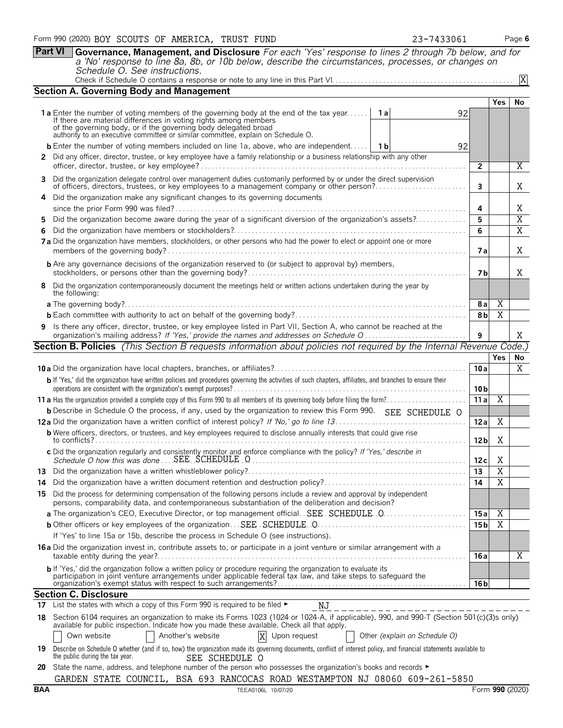Form 990 (2020) BOY SCOUTS OF AMERICA, TRUST FUND 23-7433061 Page **6**

**Part VI** **Governance, Management, and Disclosure** *For each 'Yes' response to lines 2 through 7b below, and for a 'No' response to line 8a, 8b, or 10b below, describe the circumstances, processes, or changes on Schedule O. See instructions.*

Check if Schedule O contains a response or note to any line in this Part VI . . . . . . X

## Section A. Governing Body and Management

| | | | Yes | No |
|---|---|---|---|---|
| **1a** Enter the number of voting members of the governing body at the end of the tax year. If there are material differences in voting rights among members of the governing body, or if the governing body delegated broad authority to an executive committee or similar committee, explain on Schedule O. | 1a 92 | | | |
| **b** Enter the number of voting members included on line 1a, above, who are independent | 1b 92 | | | |
| **2** Did any officer, director, trustee, or key employee have a family relationship or a business relationship with any other officer, director, trustee, or key employee? | | 2 | | X |
| **3** Did the organization delegate control over management duties customarily performed by or under the direct supervision of officers, directors, trustees, or key employees to a management company or other person? | | 3 | | X |
| **4** Did the organization make any significant changes to its governing documents since the prior Form 990 was filed? | | 4 | | X |
| **5** Did the organization become aware during the year of a significant diversion of the organization's assets? | | 5 | | X |
| **6** Did the organization have members or stockholders? | | 6 | | X |
| **7a** Did the organization have members, stockholders, or other persons who had the power to elect or appoint one or more members of the governing body? | | 7a | | X |
| **b** Are any governance decisions of the organization reserved to (or subject to approval by) members, stockholders, or persons other than the governing body? | | 7b | | X |
| **8** Did the organization contemporaneously document the meetings held or written actions undertaken during the year by the following: | | | | |
| **a** The governing body? | | 8a | X | |
| **b** Each committee with authority to act on behalf of the governing body? | | 8b | X | |
| **9** Is there any officer, director, trustee, or key employee listed in Part VII, Section A, who cannot be reached at the organization's mailing address? *If 'Yes,' provide the names and addresses on Schedule O* | | 9 | | X |

## Section B. Policies *(This Section B requests information about policies not required by the Internal Revenue Code.)*

| | | Yes | No |
|---|---|---|---|
| **10a** Did the organization have local chapters, branches, or affiliates? | 10a | | X |
| **b** If 'Yes,' did the organization have written policies and procedures governing the activities of such chapters, affiliates, and branches to ensure their operations are consistent with the organization's exempt purposes? | 10b | | |
| **11a** Has the organization provided a complete copy of this Form 990 to all members of its governing body before filing the form? | 11a | X | |
| **b** Describe in Schedule O the process, if any, used by the organization to review this Form 990. SEE SCHEDULE O | | | |
| **12a** Did the organization have a written conflict of interest policy? *If 'No,' go to line 13* | 12a | X | |
| **b** Were officers, directors, or trustees, and key employees required to disclose annually interests that could give rise to conflicts? | 12b | X | |
| **c** Did the organization regularly and consistently monitor and enforce compliance with the policy? *If 'Yes,' describe in Schedule O how this was done* SEE SCHEDULE O | 12c | X | |
| **13** Did the organization have a written whistleblower policy? | 13 | X | |
| **14** Did the organization have a written document retention and destruction policy? | 14 | X | |
| **15** Did the process for determining compensation of the following persons include a review and approval by independent persons, comparability data, and contemporaneous substantiation of the deliberation and decision? | | | |
| **a** The organization's CEO, Executive Director, or top management official SEE SCHEDULE O | 15a | X | |
| **b** Other officers or key employees of the organization SEE SCHEDULE O | 15b | X | |
| If 'Yes' to line 15a or 15b, describe the process in Schedule O (see instructions). | | | |
| **16a** Did the organization invest in, contribute assets to, or participate in a joint venture or similar arrangement with a taxable entity during the year? | 16a | | X |
| **b** If 'Yes,' did the organization follow a written policy or procedure requiring the organization to evaluate its participation in joint venture arrangements under applicable federal tax law, and take steps to safeguard the organization's exempt status with respect to such arrangements? | 16b | | |

## Section C. Disclosure

**17** List the states with which a copy of this Form 990 is required to be filed ► NJ

**18** Section 6104 requires an organization to make its Forms 1023 (1024 or 1024-A, if applicable), 990, and 990-T (Section 501(c)(3)s only) available for public inspection. Indicate how you made these available. Check all that apply.

☐ Own website ☐ Another's website ☒ Upon request ☐ Other *(explain on Schedule O)*

**19** Describe on Schedule O whether (and if so, how) the organization made its governing documents, conflict of interest policy, and financial statements available to the public during the tax year. SEE SCHEDULE O

**20** State the name, address, and telephone number of the person who possesses the organization's books and records ►

GARDEN STATE COUNCIL, BSA 693 RANCOCAS ROAD WESTAMPTON NJ 08060 609-261-5850

BAA TEEA0106L 10/07/20 Form **990** (2020)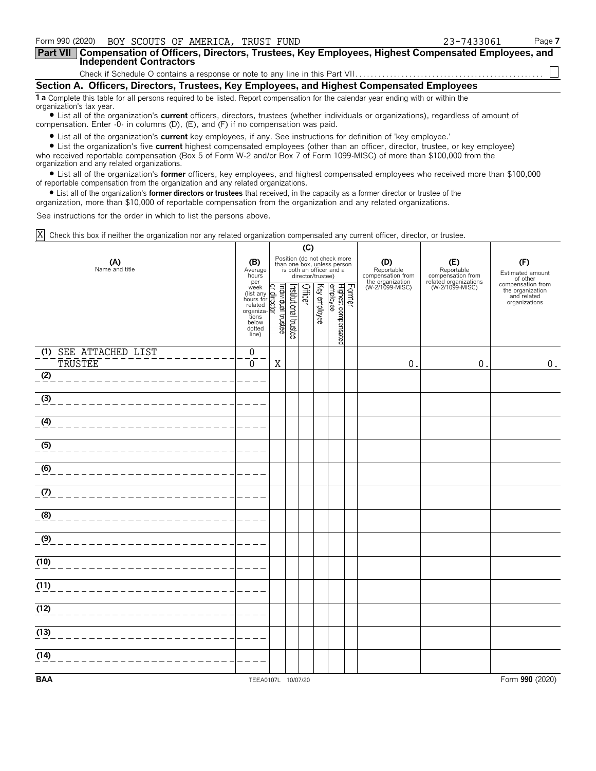Form 990 (2020) BOY SCOUTS OF AMERICA, TRUST FUND 23-7433061

**Part VII Compensation of Officers, Directors, Trustees, Key Employees, Highest Compensated Employees, and Independent Contractors**

Check if Schedule O contains a response or note to any line in this Part VII . . . . . . . . . . . . . . . . . . . . . . . . . . . . . . . . . . . . . . . . . . . . . . . ☐

## Section A. Officers, Directors, Trustees, Key Employees, and Highest Compensated Employees

**1 a** Complete this table for all persons required to be listed. Report compensation for the calendar year ending with or within the organization's tax year.

- List all of the organization's **current** officers, directors, trustees (whether individuals or organizations), regardless of amount of compensation. Enter -0- in columns (D), (E), and (F) if no compensation was paid.
- List all of the organization's **current** key employees, if any. See instructions for definition of 'key employee.'
- List the organization's five **current** highest compensated employees (other than an officer, director, trustee, or key employee) who received reportable compensation (Box 5 of Form W-2 and/or Box 7 of Form 1099-MISC) of more than $100,000 from the organization and any related organizations.
- List all of the organization's **former** officers, key employees, and highest compensated employees who received more than $100,000 of reportable compensation from the organization and any related organizations.
- List all of the organization's **former directors or trustees** that received, in the capacity as a former director or trustee of the organization, more than $10,000 of reportable compensation from the organization and any related organizations.

See instructions for the order in which to list the persons above.

☒ Check this box if neither the organization nor any related organization compensated any current officer, director, or trustee.

| (A) Name and title | (B) Average hours per week (list any hours for related organizations below dotted line) | (C) Individual trustee or director | Institutional trustee | Officer | Key employee | Highest compensated employee | Former | (D) Reportable compensation from the organization (W-2/1099-MISC) | (E) Reportable compensation from related organizations (W-2/1099-MISC) | (F) Estimated amount of other compensation from the organization and related organizations |
|---|---|---|---|---|---|---|---|---|---|---|
| (1) SEE ATTACHED LIST<br>TRUSTEE | 0<br>0 | X | | | | | | 0. | 0. | 0. |
| (2) | | | | | | | | | | |
| (3) | | | | | | | | | | |
| (4) | | | | | | | | | | |
| (5) | | | | | | | | | | |
| (6) | | | | | | | | | | |
| (7) | | | | | | | | | | |
| (8) | | | | | | | | | | |
| (9) | | | | | | | | | | |
| (10) | | | | | | | | | | |
| (11) | | | | | | | | | | |
| (12) | | | | | | | | | | |
| (13) | | | | | | | | | | |
| (14) | | | | | | | | | | |

BAA TEEA0107L 10/07/20 Form **990** (2020)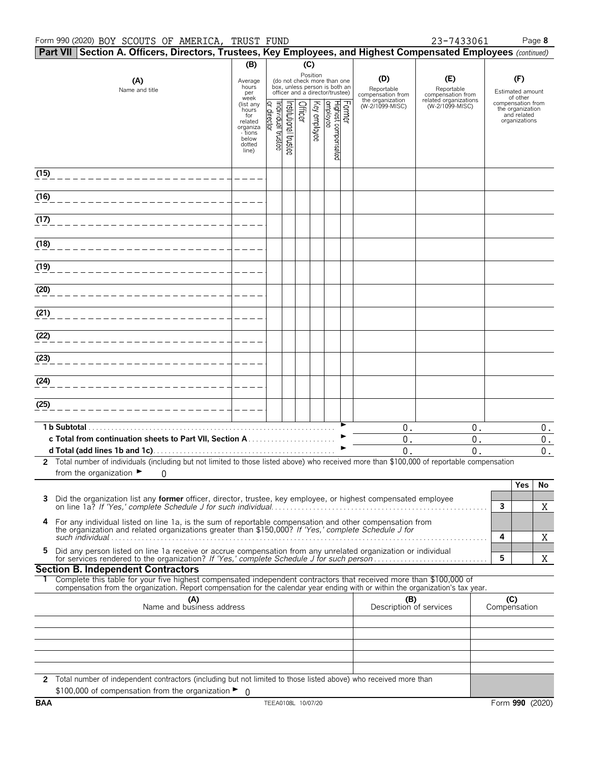Form 990 (2020) BOY SCOUTS OF AMERICA, TRUST FUND 23-7433061 Page **8**

**Part VII Section A. Officers, Directors, Trustees, Key Employees, and Highest Compensated Employees** *(continued)*

| (A) Name and title | (B) Average hours per week (list any hours for related organizations below dotted line) | (C) Position: Individual trustee or director | Institutional trustee | Officer | Key employee | Highest compensated employee | Former | (D) Reportable compensation from the organization (W-2/1099-MISC) | (E) Reportable compensation from related organizations (W-2/1099-MISC) | (F) Estimated amount of other compensation from the organization and related organizations |
|---|---|---|---|---|---|---|---|---|---|---|
| (15) | | | | | | | | | | |
| (16) | | | | | | | | | | |
| (17) | | | | | | | | | | |
| (18) | | | | | | | | | | |
| (19) | | | | | | | | | | |
| (20) | | | | | | | | | | |
| (21) | | | | | | | | | | |
| (22) | | | | | | | | | | |
| (23) | | | | | | | | | | |
| (24) | | | | | | | | | | |
| (25) | | | | | | | | | | |
| **1 b Subtotal** | | | | | | | ► | 0. | 0. | 0. |
| **c Total from continuation sheets to Part VII, Section A** | | | | | | | ► | 0. | 0. | 0. |
| **d Total (add lines 1b and 1c)** | | | | | | | ► | 0. | 0. | 0. |

**2** Total number of individuals (including but not limited to those listed above) who received more than $100,000 of reportable compensation from the organization ► 0

| | | | Yes | No |
|---|---|---|---|---|
| **3** | Did the organization list any **former** officer, director, trustee, key employee, or highest compensated employee on line 1a? *If 'Yes,' complete Schedule J for such individual* | 3 | | X |
| **4** | For any individual listed on line 1a, is the sum of reportable compensation and other compensation from the organization and related organizations greater than $150,000? *If 'Yes,' complete Schedule J for such individual* | 4 | | X |
| **5** | Did any person listed on line 1a receive or accrue compensation from any unrelated organization or individual for services rendered to the organization? *If 'Yes,' complete Schedule J for such person* | 5 | | X |

**Section B. Independent Contractors**

**1** Complete this table for your five highest compensated independent contractors that received more than $100,000 of compensation from the organization. Report compensation for the calendar year ending with or within the organization's tax year.

| (A) Name and business address | (B) Description of services | (C) Compensation |
|---|---|---|
| | | |
| | | |
| | | |
| | | |
| | | |

**2** Total number of independent contractors (including but not limited to those listed above) who received more than $100,000 of compensation from the organization ► 0

BAA TEEA0108L 10/07/20 Form **990** (2020)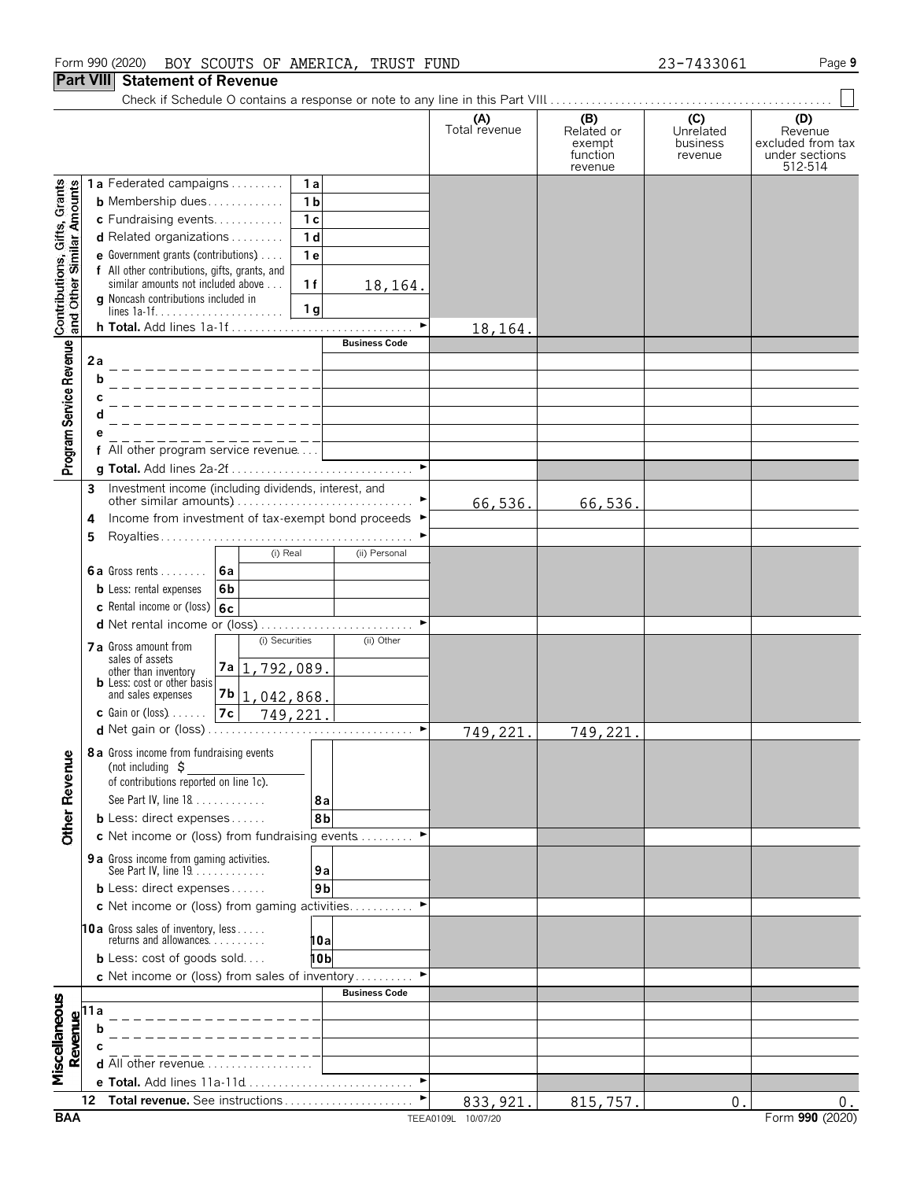Form 990 (2020) BOY SCOUTS OF AMERICA, TRUST FUND 23-7433061

## Part VIII Statement of Revenue

Check if Schedule O contains a response or note to any line in this Part VIII

| | | | (A) Total revenue | (B) Related or exempt function revenue | (C) Unrelated business revenue | (D) Revenue excluded from tax under sections 512-514 |
|---|---|---|---|---|---|---|
| **Contributions, Gifts, Grants and Other Similar Amounts** | 1a Federated campaigns | 1a | | | | |
| | b Membership dues | 1b | | | | |
| | c Fundraising events | 1c | | | | |
| | d Related organizations | 1d | | | | |
| | e Government grants (contributions) | 1e | | | | |
| | f All other contributions, gifts, grants, and similar amounts not included above | 1f 18,164. | | | | |
| | g Noncash contributions included in lines 1a-1f | 1g | | | | |
| | h **Total.** Add lines 1a-1f | | 18,164. | | | |
| **Program Service Revenue** | | Business Code | | | | |
| | 2a | | | | | |
| | b | | | | | |
| | c | | | | | |
| | d | | | | | |
| | e | | | | | |
| | f All other program service revenue | | | | | |
| | g **Total.** Add lines 2a-2f | | | | | |
| **Other Revenue** | 3 Investment income (including dividends, interest, and other similar amounts) | | 66,536. | 66,536. | | |
| | 4 Income from investment of tax-exempt bond proceeds | | | | | |
| | 5 Royalties | | | | | |
| | | (i) Real / (ii) Personal | | | | |
| | 6a Gross rents | 6a | | | | |
| | b Less: rental expenses | 6b | | | | |
| | c Rental income or (loss) | 6c | | | | |
| | d Net rental income or (loss) | | | | | |
| | | (i) Securities / (ii) Other | | | | |
| | 7a Gross amount from sales of assets other than inventory | 7a 1,792,089. | | | | |
| | b Less: cost or other basis and sales expenses | 7b 1,042,868. | | | | |
| | c Gain or (loss) | 7c 749,221. | | | | |
| | d Net gain or (loss) | | 749,221. | 749,221. | | |
| | 8a Gross income from fundraising events (not including $ of contributions reported on line 1c). See Part IV, line 18 | 8a | | | | |
| | b Less: direct expenses | 8b | | | | |
| | c Net income or (loss) from fundraising events | | | | | |
| | 9a Gross income from gaming activities. See Part IV, line 19 | 9a | | | | |
| | b Less: direct expenses | 9b | | | | |
| | c Net income or (loss) from gaming activities | | | | | |
| | 10a Gross sales of inventory, less returns and allowances | 10a | | | | |
| | b Less: cost of goods sold | 10b | | | | |
| | c Net income or (loss) from sales of inventory | | | | | |
| **Miscellaneous Revenue** | | Business Code | | | | |
| | 11a | | | | | |
| | b | | | | | |
| | c | | | | | |
| | d All other revenue | | | | | |
| | e **Total.** Add lines 11a-11d | | | | | |
| | 12 **Total revenue.** See instructions | | 833,921. | 815,757. | 0. | 0. |

BAA TEEA0109L 10/07/20 Form **990** (2020)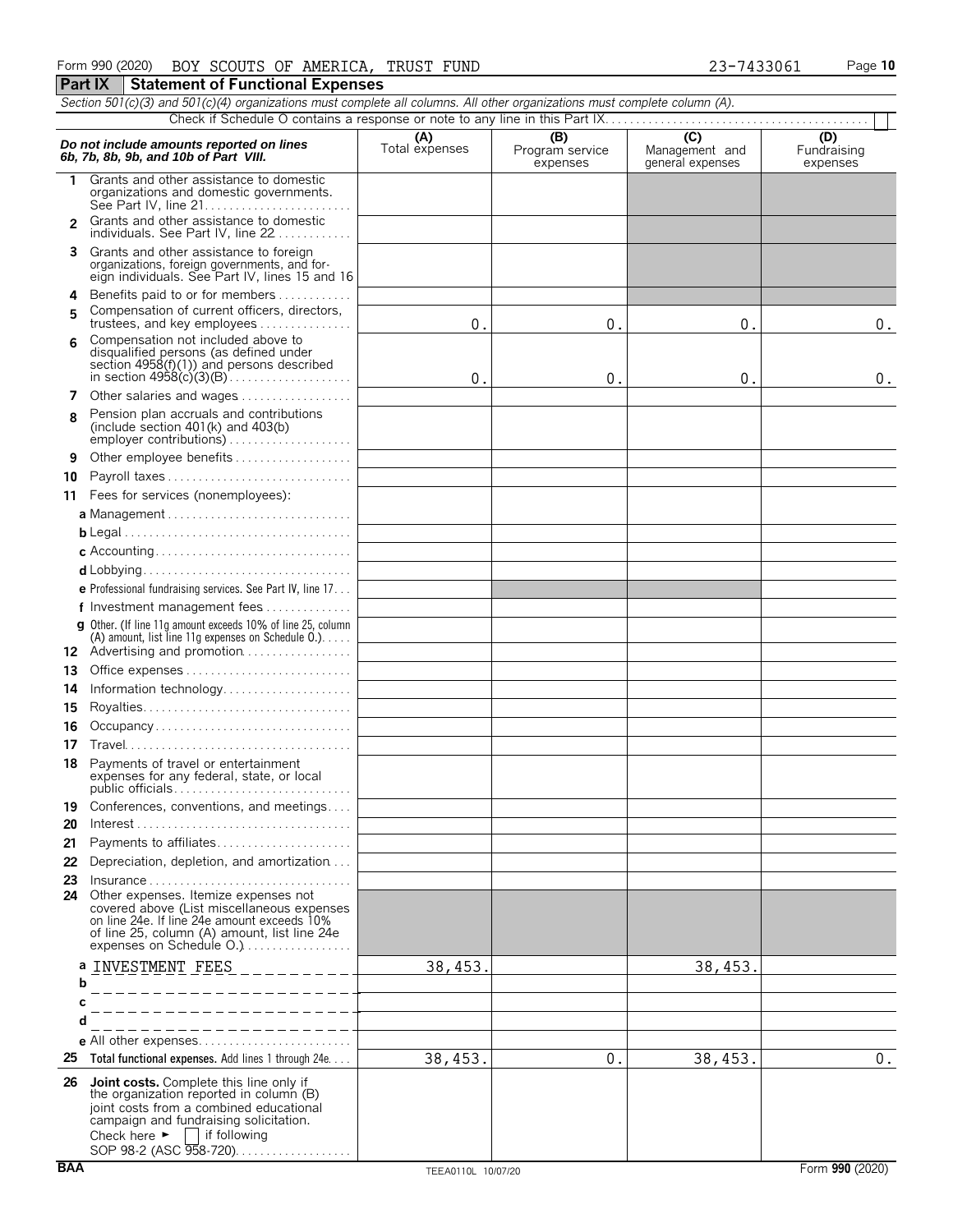Form 990 (2020) BOY SCOUTS OF AMERICA, TRUST FUND 23-7433061 Page **10**

**Part IX Statement of Functional Expenses**

*Section 501(c)(3) and 501(c)(4) organizations must complete all columns. All other organizations must complete column (A).*

Check if Schedule O contains a response or note to any line in this Part IX . . . . . . . . . . ☐

| *Do not include amounts reported on lines 6b, 7b, 8b, 9b, and 10b of Part VIII.* | (A) Total expenses | (B) Program service expenses | (C) Management and general expenses | (D) Fundraising expenses |
|---|---|---|---|---|
| 1 Grants and other assistance to domestic organizations and domestic governments. See Part IV, line 21 | | | | |
| 2 Grants and other assistance to domestic individuals. See Part IV, line 22 | | | | |
| 3 Grants and other assistance to foreign organizations, foreign governments, and foreign individuals. See Part IV, lines 15 and 16 | | | | |
| 4 Benefits paid to or for members | | | | |
| 5 Compensation of current officers, directors, trustees, and key employees | 0. | 0. | 0. | 0. |
| 6 Compensation not included above to disqualified persons (as defined under section 4958(f)(1)) and persons described in section 4958(c)(3)(B) | 0. | 0. | 0. | 0. |
| 7 Other salaries and wages | | | | |
| 8 Pension plan accruals and contributions (include section 401(k) and 403(b) employer contributions) | | | | |
| 9 Other employee benefits | | | | |
| 10 Payroll taxes | | | | |
| 11 Fees for services (nonemployees): | | | | |
| a Management | | | | |
| b Legal | | | | |
| c Accounting | | | | |
| d Lobbying | | | | |
| e Professional fundraising services. See Part IV, line 17 | | | | |
| f Investment management fees | | | | |
| g Other. (If line 11g amount exceeds 10% of line 25, column (A) amount, list line 11g expenses on Schedule O.) | | | | |
| 12 Advertising and promotion | | | | |
| 13 Office expenses | | | | |
| 14 Information technology | | | | |
| 15 Royalties | | | | |
| 16 Occupancy | | | | |
| 17 Travel | | | | |
| 18 Payments of travel or entertainment expenses for any federal, state, or local public officials | | | | |
| 19 Conferences, conventions, and meetings | | | | |
| 20 Interest | | | | |
| 21 Payments to affiliates | | | | |
| 22 Depreciation, depletion, and amortization | | | | |
| 23 Insurance | | | | |
| 24 Other expenses. Itemize expenses not covered above (List miscellaneous expenses on line 24e. If line 24e amount exceeds 10% of line 25, column (A) amount, list line 24e expenses on Schedule O.) | | | | |
| a INVESTMENT FEES | 38,453. | | 38,453. | |
| b | | | | |
| c | | | | |
| d | | | | |
| e All other expenses | | | | |
| 25 **Total functional expenses.** Add lines 1 through 24e | 38,453. | 0. | 38,453. | 0. |
| 26 **Joint costs.** Complete this line only if the organization reported in column (B) joint costs from a combined educational campaign and fundraising solicitation. Check here ► ☐ if following SOP 98-2 (ASC 958-720) | | | | |

BAA TEEA0110L 10/07/20 Form **990** (2020)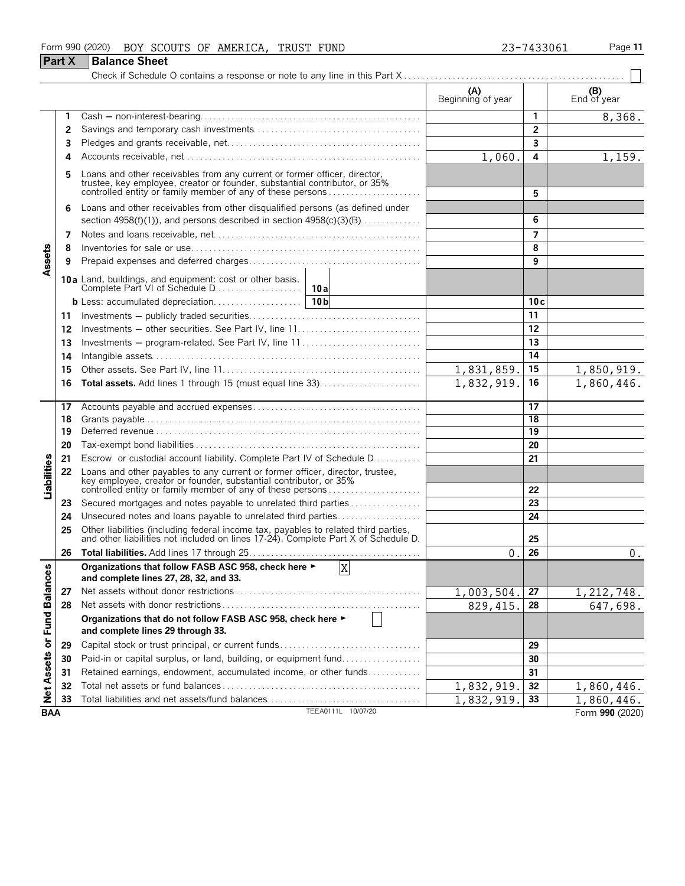Form 990 (2020) BOY SCOUTS OF AMERICA, TRUST FUND 23-7433061

## Part X Balance Sheet

Check if Schedule O contains a response or note to any line in this Part X . . . ☐

| | | | (A) Beginning of year | | (B) End of year |
|---|---|---|---|---|---|
| **Assets** | 1 | Cash — non-interest-bearing | | 1 | 8,368. |
| | 2 | Savings and temporary cash investments | | 2 | |
| | 3 | Pledges and grants receivable, net | | 3 | |
| | 4 | Accounts receivable, net | 1,060. | 4 | 1,159. |
| | 5 | Loans and other receivables from any current or former officer, director, trustee, key employee, creator or founder, substantial contributor, or 35% controlled entity or family member of any of these persons | | 5 | |
| | 6 | Loans and other receivables from other disqualified persons (as defined under section 4958(f)(1)), and persons described in section 4958(c)(3)(B) | | 6 | |
| | 7 | Notes and loans receivable, net | | 7 | |
| | 8 | Inventories for sale or use | | 8 | |
| | 9 | Prepaid expenses and deferred charges | | 9 | |
| | 10a | Land, buildings, and equipment: cost or other basis. Complete Part VI of Schedule D . . . 10a | | | |
| | b | Less: accumulated depreciation . . . 10b | | 10c | |
| | 11 | Investments — publicly traded securities | | 11 | |
| | 12 | Investments — other securities. See Part IV, line 11 | | 12 | |
| | 13 | Investments — program-related. See Part IV, line 11 | | 13 | |
| | 14 | Intangible assets | | 14 | |
| | 15 | Other assets. See Part IV, line 11 | 1,831,859. | 15 | 1,850,919. |
| | 16 | **Total assets.** Add lines 1 through 15 (must equal line 33) | 1,832,919. | 16 | 1,860,446. |
| **Liabilities** | 17 | Accounts payable and accrued expenses | | 17 | |
| | 18 | Grants payable | | 18 | |
| | 19 | Deferred revenue | | 19 | |
| | 20 | Tax-exempt bond liabilities | | 20 | |
| | 21 | Escrow or custodial account liability. Complete Part IV of Schedule D | | 21 | |
| | 22 | Loans and other payables to any current or former officer, director, trustee, key employee, creator or founder, substantial contributor, or 35% controlled entity or family member of any of these persons | | 22 | |
| | 23 | Secured mortgages and notes payable to unrelated third parties | | 23 | |
| | 24 | Unsecured notes and loans payable to unrelated third parties | | 24 | |
| | 25 | Other liabilities (including federal income tax, payables to related third parties, and other liabilities not included on lines 17-24). Complete Part X of Schedule D | | 25 | |
| | 26 | **Total liabilities.** Add lines 17 through 25 | 0. | 26 | 0. |
| **Net Assets or Fund Balances** | | **Organizations that follow FASB ASC 958, check here ► [X] and complete lines 27, 28, 32, and 33.** | | | |
| | 27 | Net assets without donor restrictions | 1,003,504. | 27 | 1,212,748. |
| | 28 | Net assets with donor restrictions | 829,415. | 28 | 647,698. |
| | | **Organizations that do not follow FASB ASC 958, check here ► ☐ and complete lines 29 through 33.** | | | |
| | 29 | Capital stock or trust principal, or current funds | | 29 | |
| | 30 | Paid-in or capital surplus, or land, building, or equipment fund | | 30 | |
| | 31 | Retained earnings, endowment, accumulated income, or other funds | | 31 | |
| | 32 | Total net assets or fund balances | 1,832,919. | 32 | 1,860,446. |
| | 33 | Total liabilities and net assets/fund balances | 1,832,919. | 33 | 1,860,446. |

BAA TEEA0111L 10/07/20 Form **990** (2020)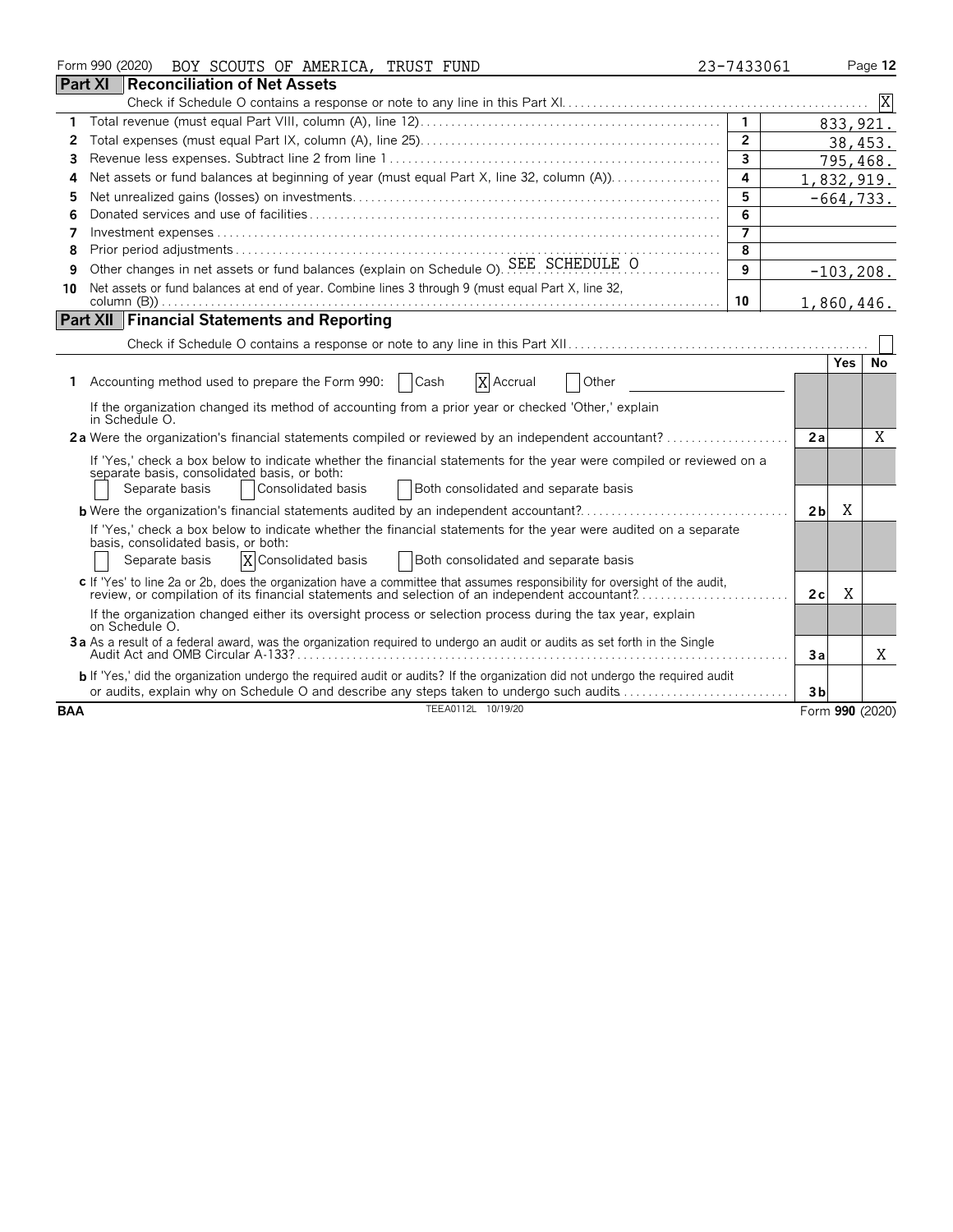Form 990 (2020) BOY SCOUTS OF AMERICA, TRUST FUND 23-7433061

## Part XI Reconciliation of Net Assets

Check if Schedule O contains a response or note to any line in this Part XI .......... [X]

| | | | |
|---|---|---|---|
| 1 | Total revenue (must equal Part VIII, column (A), line 12) | 1 | 833,921. |
| 2 | Total expenses (must equal Part IX, column (A), line 25) | 2 | 38,453. |
| 3 | Revenue less expenses. Subtract line 2 from line 1 | 3 | 795,468. |
| 4 | Net assets or fund balances at beginning of year (must equal Part X, line 32, column (A)) | 4 | 1,832,919. |
| 5 | Net unrealized gains (losses) on investments | 5 | -664,733. |
| 6 | Donated services and use of facilities | 6 | |
| 7 | Investment expenses | 7 | |
| 8 | Prior period adjustments | 8 | |
| 9 | Other changes in net assets or fund balances (explain on Schedule O). SEE SCHEDULE O | 9 | -103,208. |
| 10 | Net assets or fund balances at end of year. Combine lines 3 through 9 (must equal Part X, line 32, column (B)) | 10 | 1,860,446. |

## Part XII Financial Statements and Reporting

Check if Schedule O contains a response or note to any line in this Part XII .......... [ ]

| | | | Yes | No |
|---|---|---|---|---|
| 1 | Accounting method used to prepare the Form 990: [ ] Cash [X] Accrual [ ] Other<br>If the organization changed its method of accounting from a prior year or checked 'Other,' explain in Schedule O. | | | |
| 2a | Were the organization's financial statements compiled or reviewed by an independent accountant?<br>If 'Yes,' check a box below to indicate whether the financial statements for the year were compiled or reviewed on a separate basis, consolidated basis, or both:<br>[ ] Separate basis [ ] Consolidated basis [ ] Both consolidated and separate basis | 2a | | X |
| b | Were the organization's financial statements audited by an independent accountant?<br>If 'Yes,' check a box below to indicate whether the financial statements for the year were audited on a separate basis, consolidated basis, or both:<br>[ ] Separate basis [X] Consolidated basis [ ] Both consolidated and separate basis | 2b | X | |
| c | If 'Yes' to line 2a or 2b, does the organization have a committee that assumes responsibility for oversight of the audit, review, or compilation of its financial statements and selection of an independent accountant?<br>If the organization changed either its oversight process or selection process during the tax year, explain on Schedule O. | 2c | X | |
| 3a | As a result of a federal award, was the organization required to undergo an audit or audits as set forth in the Single Audit Act and OMB Circular A-133? | 3a | | X |
| b | If 'Yes,' did the organization undergo the required audit or audits? If the organization did not undergo the required audit or audits, explain why on Schedule O and describe any steps taken to undergo such audits | 3b | | |

BAA TEEA0112L 10/19/20 Form 990 (2020)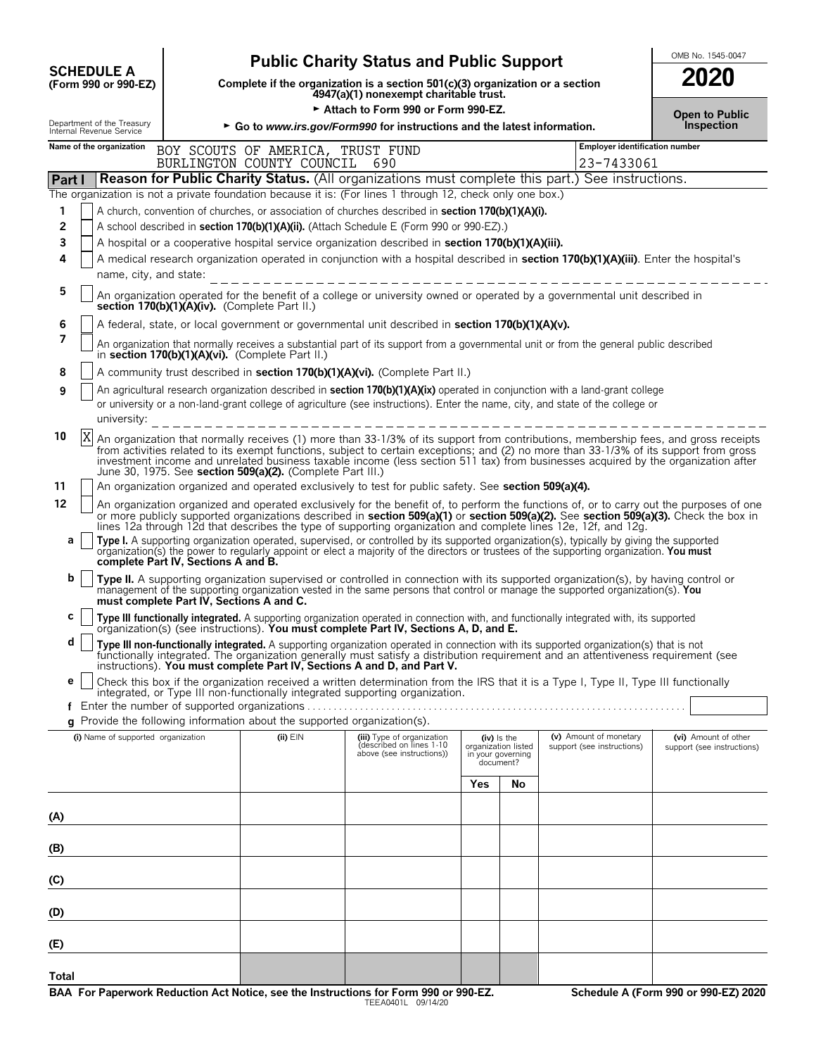**SCHEDULE A**
**(Form 990 or 990-EZ)**

Department of the Treasury
Internal Revenue Service

# Public Charity Status and Public Support

**Complete if the organization is a section 501(c)(3) organization or a section 4947(a)(1) nonexempt charitable trust.**

► **Attach to Form 990 or Form 990-EZ.**

► **Go to *www.irs.gov/Form990* for instructions and the latest information.**

OMB No. 1545-0047

**2020**

**Open to Public Inspection**

**Name of the organization:** BOY SCOUTS OF AMERICA, TRUST FUND BURLINGTON COUNTY COUNCIL 690

**Employer identification number:** 23-7433061

## Part I — Reason for Public Charity Status. (All organizations must complete this part.) See instructions.

The organization is not a private foundation because it is: (For lines 1 through 12, check only one box.)

1. [ ] A church, convention of churches, or association of churches described in **section 170(b)(1)(A)(i).**
2. [ ] A school described in **section 170(b)(1)(A)(ii).** (Attach Schedule E (Form 990 or 990-EZ).)
3. [ ] A hospital or a cooperative hospital service organization described in **section 170(b)(1)(A)(iii).**
4. [ ] A medical research organization operated in conjunction with a hospital described in **section 170(b)(1)(A)(iii)**. Enter the hospital's name, city, and state: ____________
5. [ ] An organization operated for the benefit of a college or university owned or operated by a governmental unit described in **section 170(b)(1)(A)(iv).** (Complete Part II.)
6. [ ] A federal, state, or local government or governmental unit described in **section 170(b)(1)(A)(v).**
7. [ ] An organization that normally receives a substantial part of its support from a governmental unit or from the general public described in **section 170(b)(1)(A)(vi).** (Complete Part II.)
8. [ ] A community trust described in **section 170(b)(1)(A)(vi).** (Complete Part II.)
9. [ ] An agricultural research organization described in **section 170(b)(1)(A)(ix)** operated in conjunction with a land-grant college or university or a non-land-grant college of agriculture (see instructions). Enter the name, city, and state of the college or university: ____________
10. [X] An organization that normally receives (1) more than 33-1/3% of its support from contributions, membership fees, and gross receipts from activities related to its exempt functions, subject to certain exceptions; and (2) no more than 33-1/3% of its support from gross investment income and unrelated business taxable income (less section 511 tax) from businesses acquired by the organization after June 30, 1975. See **section 509(a)(2).** (Complete Part III.)
11. [ ] An organization organized and operated exclusively to test for public safety. See **section 509(a)(4).**
12. [ ] An organization organized and operated exclusively for the benefit of, to perform the functions of, or to carry out the purposes of one or more publicly supported organizations described in **section 509(a)(1)** or **section 509(a)(2).** See **section 509(a)(3).** Check the box in lines 12a through 12d that describes the type of supporting organization and complete lines 12e, 12f, and 12g.
   - **a** [ ] **Type I.** A supporting organization operated, supervised, or controlled by its supported organization(s), typically by giving the supported organization(s) the power to regularly appoint or elect a majority of the directors or trustees of the supporting organization. **You must complete Part IV, Sections A and B.**
   - **b** [ ] **Type II.** A supporting organization supervised or controlled in connection with its supported organization(s), by having control or management of the supporting organization vested in the same persons that control or manage the supported organization(s). **You must complete Part IV, Sections A and C.**
   - **c** [ ] **Type III functionally integrated.** A supporting organization operated in connection with, and functionally integrated with, its supported organization(s) (see instructions). **You must complete Part IV, Sections A, D, and E.**
   - **d** [ ] **Type III non-functionally integrated.** A supporting organization operated in connection with its supported organization(s) that is not functionally integrated. The organization generally must satisfy a distribution requirement and an attentiveness requirement (see instructions). **You must complete Part IV, Sections A and D, and Part V.**
   - **e** [ ] Check this box if the organization received a written determination from the IRS that it is a Type I, Type II, Type III functionally integrated, or Type III non-functionally integrated supporting organization.
   - **f** Enter the number of supported organizations ____
   - **g** Provide the following information about the supported organization(s).

| (i) Name of supported organization | (ii) EIN | (iii) Type of organization (described on lines 1-10 above (see instructions)) | (iv) Is the organization listed in your governing document? Yes | No | (v) Amount of monetary support (see instructions) | (vi) Amount of other support (see instructions) |
|---|---|---|---|---|---|---|
| (A) | | | | | | |
| (B) | | | | | | |
| (C) | | | | | | |
| (D) | | | | | | |
| (E) | | | | | | |
| Total | | | | | | |

**BAA For Paperwork Reduction Act Notice, see the Instructions for Form 990 or 990-EZ.** TEEA0401L 09/14/20 **Schedule A (Form 990 or 990-EZ) 2020**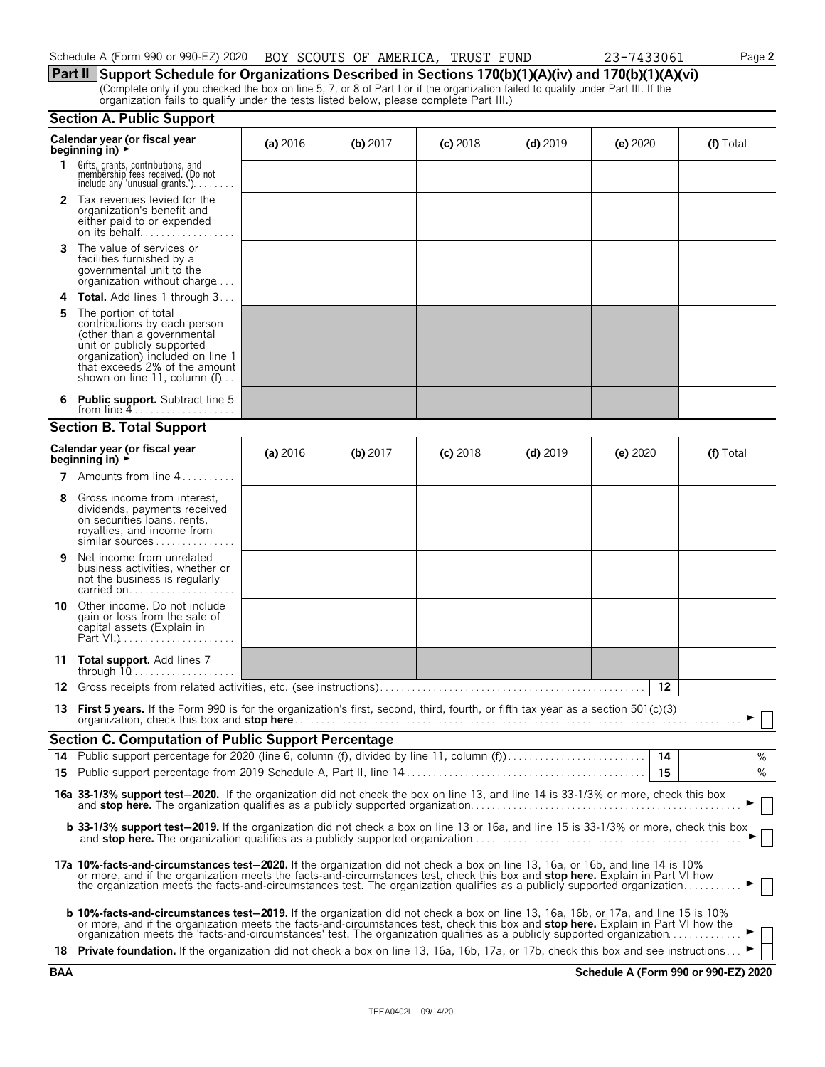Schedule A (Form 990 or 990-EZ) 2020 BOY SCOUTS OF AMERICA, TRUST FUND 23-7433061

## Part II Support Schedule for Organizations Described in Sections 170(b)(1)(A)(iv) and 170(b)(1)(A)(vi)

(Complete only if you checked the box on line 5, 7, or 8 of Part I or if the organization failed to qualify under Part III. If the organization fails to qualify under the tests listed below, please complete Part III.)

### Section A. Public Support

| Calendar year (or fiscal year beginning in) ► | (a) 2016 | (b) 2017 | (c) 2018 | (d) 2019 | (e) 2020 | (f) Total |
|---|---|---|---|---|---|---|
| 1 Gifts, grants, contributions, and membership fees received. (Do not include any 'unusual grants.') | | | | | | |
| 2 Tax revenues levied for the organization's benefit and either paid to or expended on its behalf | | | | | | |
| 3 The value of services or facilities furnished by a governmental unit to the organization without charge | | | | | | |
| 4 **Total.** Add lines 1 through 3 | | | | | | |
| 5 The portion of total contributions by each person (other than a governmental unit or publicly supported organization) included on line 1 that exceeds 2% of the amount shown on line 11, column (f) | | | | | | |
| 6 **Public support.** Subtract line 5 from line 4 | | | | | | |

### Section B. Total Support

| Calendar year (or fiscal year beginning in) ► | (a) 2016 | (b) 2017 | (c) 2018 | (d) 2019 | (e) 2020 | (f) Total |
|---|---|---|---|---|---|---|
| 7 Amounts from line 4 | | | | | | |
| 8 Gross income from interest, dividends, payments received on securities loans, rents, royalties, and income from similar sources | | | | | | |
| 9 Net income from unrelated business activities, whether or not the business is regularly carried on | | | | | | |
| 10 Other income. Do not include gain or loss from the sale of capital assets (Explain in Part VI.) | | | | | | |
| 11 **Total support.** Add lines 7 through 10 | | | | | | |

12 Gross receipts from related activities, etc. (see instructions) 12

13 **First 5 years.** If the Form 990 is for the organization's first, second, third, fourth, or fifth tax year as a section 501(c)(3) organization, check this box and **stop here** ► ☐

### Section C. Computation of Public Support Percentage

14 Public support percentage for 2020 (line 6, column (f), divided by line 11, column (f)) 14 %

15 Public support percentage from 2019 Schedule A, Part II, line 14 15 %

**16a 33-1/3% support test–2020.** If the organization did not check the box on line 13, and line 14 is 33-1/3% or more, check this box and **stop here.** The organization qualifies as a publicly supported organization ► ☐

**b 33-1/3% support test–2019.** If the organization did not check a box on line 13 or 16a, and line 15 is 33-1/3% or more, check this box and **stop here.** The organization qualifies as a publicly supported organization ► ☐

**17a 10%-facts-and-circumstances test–2020.** If the organization did not check a box on line 13, 16a, or 16b, and line 14 is 10% or more, and if the organization meets the facts-and-circumstances test, check this box and **stop here.** Explain in Part VI how the organization meets the facts-and-circumstances test. The organization qualifies as a publicly supported organization ► ☐

**b 10%-facts-and-circumstances test–2019.** If the organization did not check a box on line 13, 16a, 16b, or 17a, and line 15 is 10% or more, and if the organization meets the facts-and-circumstances test, check this box and **stop here.** Explain in Part VI how the organization meets the 'facts-and-circumstances' test. The organization qualifies as a publicly supported organization ► ☐

18 **Private foundation.** If the organization did not check a box on line 13, 16a, 16b, 17a, or 17b, check this box and see instructions ► ☐

BAA Schedule A (Form 990 or 990-EZ) 2020

TEEA0402L 09/14/20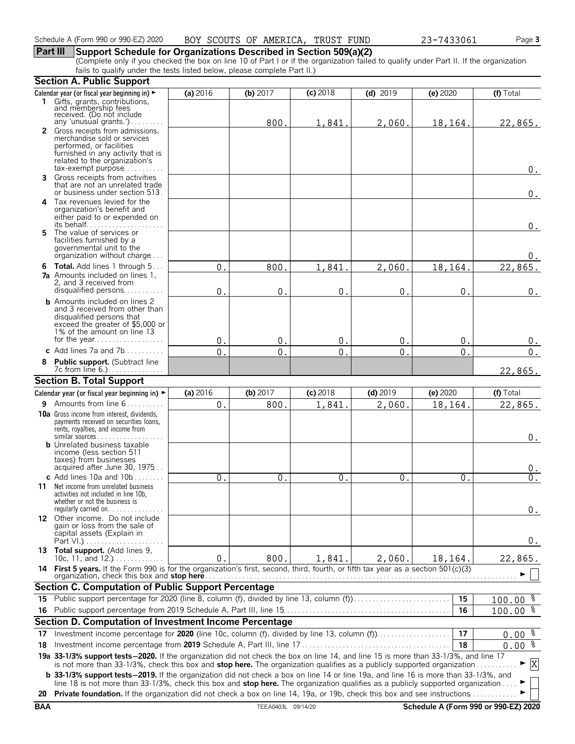Schedule A (Form 990 or 990-EZ) 2020 BOY SCOUTS OF AMERICA, TRUST FUND 23-7433061

## Part III Support Schedule for Organizations Described in Section 509(a)(2)

(Complete only if you checked the box on line 10 of Part I or if the organization failed to qualify under Part II. If the organization fails to qualify under the tests listed below, please complete Part II.)

### Section A. Public Support

| Calendar year (or fiscal year beginning in) ► | (a) 2016 | (b) 2017 | (c) 2018 | (d) 2019 | (e) 2020 | (f) Total |
|---|---|---|---|---|---|---|
| 1 Gifts, grants, contributions, and membership fees received. (Do not include any 'unusual grants.') | | 800. | 1,841. | 2,060. | 18,164. | 22,865. |
| 2 Gross receipts from admissions, merchandise sold or services performed, or facilities furnished in any activity that is related to the organization's tax-exempt purpose | | | | | | 0. |
| 3 Gross receipts from activities that are not an unrelated trade or business under section 513 | | | | | | 0. |
| 4 Tax revenues levied for the organization's benefit and either paid to or expended on its behalf | | | | | | 0. |
| 5 The value of services or facilities furnished by a governmental unit to the organization without charge | | | | | | 0. |
| 6 **Total.** Add lines 1 through 5 | 0. | 800. | 1,841. | 2,060. | 18,164. | 22,865. |
| 7a Amounts included on lines 1, 2, and 3 received from disqualified persons | 0. | 0. | 0. | 0. | 0. | 0. |
| b Amounts included on lines 2 and 3 received from other than disqualified persons that exceed the greater of $5,000 or 1% of the amount on line 13 for the year | 0. | 0. | 0. | 0. | 0. | 0. |
| c Add lines 7a and 7b | 0. | 0. | 0. | 0. | 0. | 0. |
| 8 **Public support.** (Subtract line 7c from line 6.) | | | | | | 22,865. |

### Section B. Total Support

| Calendar year (or fiscal year beginning in) ► | (a) 2016 | (b) 2017 | (c) 2018 | (d) 2019 | (e) 2020 | (f) Total |
|---|---|---|---|---|---|---|
| 9 Amounts from line 6 | 0. | 800. | 1,841. | 2,060. | 18,164. | 22,865. |
| 10a Gross income from interest, dividends, payments received on securities loans, rents, royalties, and income from similar sources | | | | | | 0. |
| b Unrelated business taxable income (less section 511 taxes) from businesses acquired after June 30, 1975 | | | | | | 0. |
| c Add lines 10a and 10b | 0. | 0. | 0. | 0. | 0. | 0. |
| 11 Net income from unrelated business activities not included in line 10b, whether or not the business is regularly carried on | | | | | | 0. |
| 12 Other income. Do not include gain or loss from the sale of capital assets (Explain in Part VI.) | | | | | | 0. |
| 13 **Total support.** (Add lines 9, 10c, 11, and 12.) | 0. | 800. | 1,841. | 2,060. | 18,164. | 22,865. |

14 **First 5 years.** If the Form 990 is for the organization's first, second, third, fourth, or fifth tax year as a section 501(c)(3) organization, check this box and **stop here** ► ☐

### Section C. Computation of Public Support Percentage

| | | | |
|---|---|---|---|
| 15 | Public support percentage for 2020 (line 8, column (f), divided by line 13, column (f)) | 15 | 100.00 % |
| 16 | Public support percentage from 2019 Schedule A, Part III, line 15 | 16 | 100.00 % |

### Section D. Computation of Investment Income Percentage

| | | | |
|---|---|---|---|
| 17 | Investment income percentage for **2020** (line 10c, column (f), divided by line 13, column (f)) | 17 | 0.00 % |
| 18 | Investment income percentage from **2019** Schedule A, Part III, line 17 | 18 | 0.00 % |

**19a 33-1/3% support tests—2020.** If the organization did not check the box on line 14, and line 15 is more than 33-1/3%, and line 17 is not more than 33-1/3%, check this box and **stop here.** The organization qualifies as a publicly supported organization ► ☒

**b 33-1/3% support tests—2019.** If the organization did not check a box on line 14 or line 19a, and line 16 is more than 33-1/3%, and line 18 is not more than 33-1/3%, check this box and **stop here.** The organization qualifies as a publicly supported organization ► ☐

**20 Private foundation.** If the organization did not check a box on line 14, 19a, or 19b, check this box and see instructions ► ☐

BAA TEEA0403L 09/14/20 Schedule A (Form 990 or 990-EZ) 2020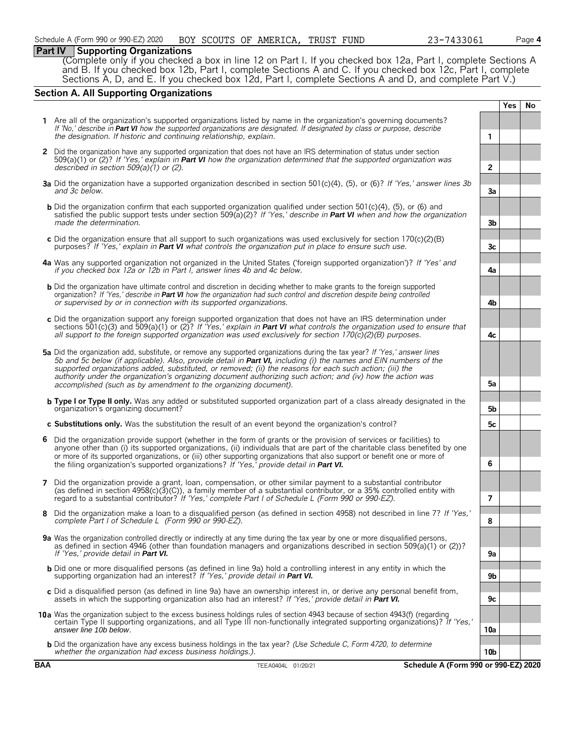## Part IV Supporting Organizations

(Complete only if you checked a box in line 12 on Part I. If you checked box 12a, Part I, complete Sections A and B. If you checked box 12b, Part I, complete Sections A and C. If you checked box 12c, Part I, complete Sections A, D, and E. If you checked box 12d, Part I, complete Sections A and D, and complete Part V.)

### Section A. All Supporting Organizations

| | | | Yes | No |
|---|---|---|---|---|
| **1** | Are all of the organization's supported organizations listed by name in the organization's governing documents? *If 'No,' describe in **Part VI** how the supported organizations are designated. If designated by class or purpose, describe the designation. If historic and continuing relationship, explain.* | 1 | | |
| **2** | Did the organization have any supported organization that does not have an IRS determination of status under section 509(a)(1) or (2)? *If 'Yes,' explain in **Part VI** how the organization determined that the supported organization was described in section 509(a)(1) or (2).* | 2 | | |
| **3a** | Did the organization have a supported organization described in section 501(c)(4), (5), or (6)? *If 'Yes,' answer lines 3b and 3c below.* | 3a | | |
| **b** | Did the organization confirm that each supported organization qualified under section 501(c)(4), (5), or (6) and satisfied the public support tests under section 509(a)(2)? *If 'Yes,' describe in **Part VI** when and how the organization made the determination.* | 3b | | |
| **c** | Did the organization ensure that all support to such organizations was used exclusively for section 170(c)(2)(B) purposes? *If 'Yes,' explain in **Part VI** what controls the organization put in place to ensure such use.* | 3c | | |
| **4a** | Was any supported organization not organized in the United States ('foreign supported organization')? *If 'Yes' and if you checked box 12a or 12b in Part I, answer lines 4b and 4c below.* | 4a | | |
| **b** | Did the organization have ultimate control and discretion in deciding whether to make grants to the foreign supported organization? *If 'Yes,' describe in **Part VI** how the organization had such control and discretion despite being controlled or supervised by or in connection with its supported organizations.* | 4b | | |
| **c** | Did the organization support any foreign supported organization that does not have an IRS determination under sections 501(c)(3) and 509(a)(1) or (2)? *If 'Yes,' explain in **Part VI** what controls the organization used to ensure that all support to the foreign supported organization was used exclusively for section 170(c)(2)(B) purposes.* | 4c | | |
| **5a** | Did the organization add, substitute, or remove any supported organizations during the tax year? *If 'Yes,' answer lines 5b and 5c below (if applicable). Also, provide detail in **Part VI,** including (i) the names and EIN numbers of the supported organizations added, substituted, or removed; (ii) the reasons for each such action; (iii) the authority under the organization's organizing document authorizing such action; and (iv) how the action was accomplished (such as by amendment to the organizing document).* | 5a | | |
| **b** | **Type I or Type II only.** Was any added or substituted supported organization part of a class already designated in the organization's organizing document? | 5b | | |
| **c** | **Substitutions only.** Was the substitution the result of an event beyond the organization's control? | 5c | | |
| **6** | Did the organization provide support (whether in the form of grants or the provision of services or facilities) to anyone other than (i) its supported organizations, (ii) individuals that are part of the charitable class benefited by one or more of its supported organizations, or (iii) other supporting organizations that also support or benefit one or more of the filing organization's supported organizations? *If 'Yes,' provide detail in **Part VI.*** | 6 | | |
| **7** | Did the organization provide a grant, loan, compensation, or other similar payment to a substantial contributor (as defined in section 4958(c)(3)(C)), a family member of a substantial contributor, or a 35% controlled entity with regard to a substantial contributor? *If 'Yes,' complete Part I of Schedule L (Form 990 or 990-EZ).* | 7 | | |
| **8** | Did the organization make a loan to a disqualified person (as defined in section 4958) not described in line 7? *If 'Yes,' complete Part I of Schedule L (Form 990 or 990-EZ).* | 8 | | |
| **9a** | Was the organization controlled directly or indirectly at any time during the tax year by one or more disqualified persons, as defined in section 4946 (other than foundation managers and organizations described in section 509(a)(1) or (2))? *If 'Yes,' provide detail in **Part VI.*** | 9a | | |
| **b** | Did one or more disqualified persons (as defined in line 9a) hold a controlling interest in any entity in which the supporting organization had an interest? *If 'Yes,' provide detail in **Part VI.*** | 9b | | |
| **c** | Did a disqualified person (as defined in line 9a) have an ownership interest in, or derive any personal benefit from, assets in which the supporting organization also had an interest? *If 'Yes,' provide detail in **Part VI.*** | 9c | | |
| **10a** | Was the organization subject to the excess business holdings rules of section 4943 because of section 4943(f) (regarding certain Type II supporting organizations, and all Type III non-functionally integrated supporting organizations)? *If 'Yes,' answer line 10b below.* | 10a | | |
| **b** | Did the organization have any excess business holdings in the tax year? *(Use Schedule C, Form 4720, to determine whether the organization had excess business holdings.).* | 10b | | |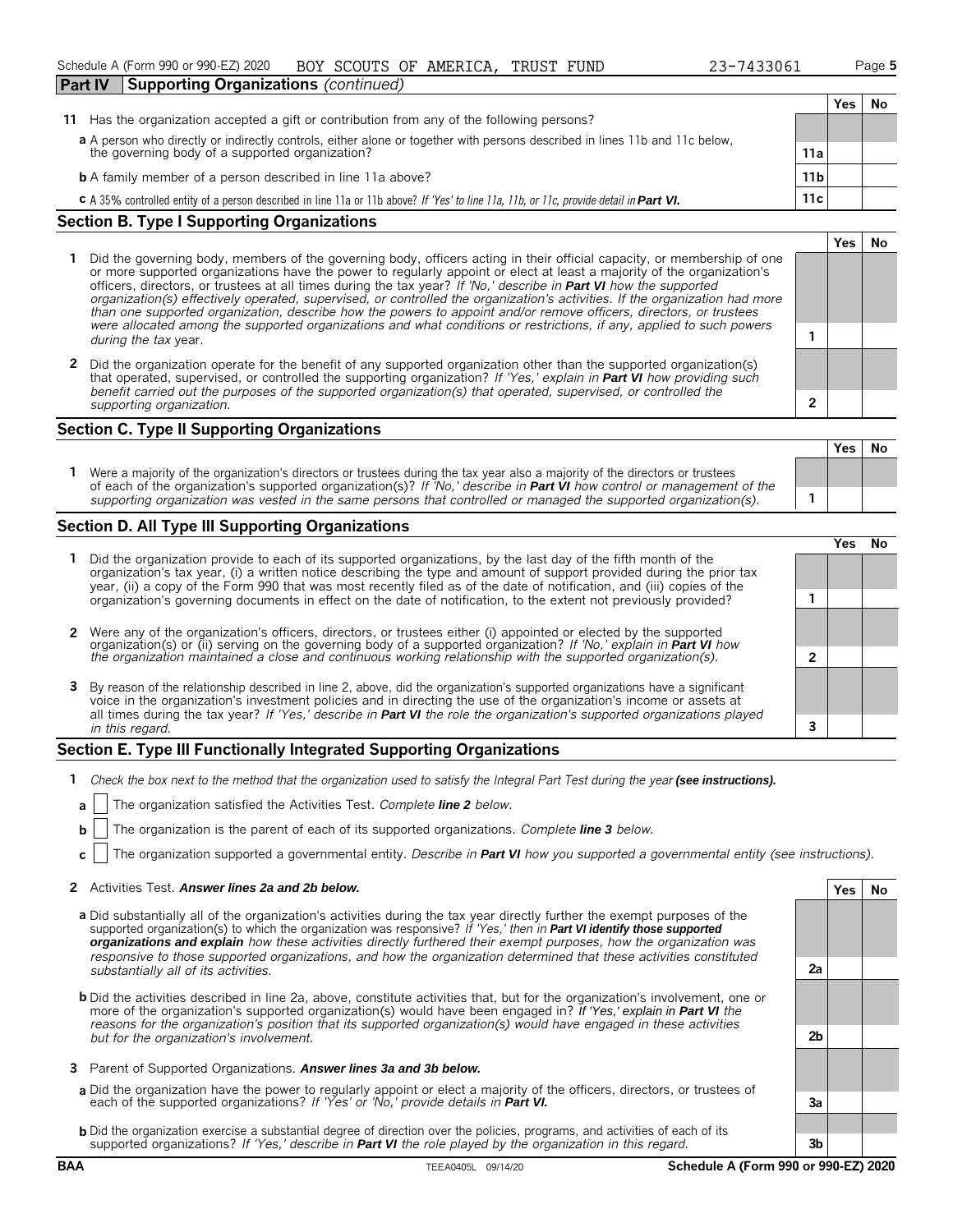Schedule A (Form 990 or 990-EZ) 2020 BOY SCOUTS OF AMERICA, TRUST FUND 23-7433061

**Part IV Supporting Organizations** *(continued)*

| | | Yes | No |
|---|---|---|---|
| **11** Has the organization accepted a gift or contribution from any of the following persons? | | | |
| **a** A person who directly or indirectly controls, either alone or together with persons described in lines 11b and 11c below, the governing body of a supported organization? | **11a** | | |
| **b** A family member of a person described in line 11a above? | **11b** | | |
| **c** A 35% controlled entity of a person described in line 11a or 11b above? *If 'Yes' to line 11a, 11b, or 11c, provide detail in* ***Part VI.*** | **11c** | | |

## Section B. Type I Supporting Organizations

| | | Yes | No |
|---|---|---|---|
| **1** Did the governing body, members of the governing body, officers acting in their official capacity, or membership of one or more supported organizations have the power to regularly appoint or elect at least a majority of the organization's officers, directors, or trustees at all times during the tax year? *If 'No,' describe in* ***Part VI*** *how the supported organization(s) effectively operated, supervised, or controlled the organization's activities. If the organization had more than one supported organization, describe how the powers to appoint and/or remove officers, directors, or trustees were allocated among the supported organizations and what conditions or restrictions, if any, applied to such powers during the tax* year. | **1** | | |
| **2** Did the organization operate for the benefit of any supported organization other than the supported organization(s) that operated, supervised, or controlled the supporting organization? *If 'Yes,' explain in* ***Part VI*** *how providing such benefit carried out the purposes of the supported organization(s) that operated, supervised, or controlled the supporting organization.* | **2** | | |

## Section C. Type II Supporting Organizations

| | | Yes | No |
|---|---|---|---|
| **1** Were a majority of the organization's directors or trustees during the tax year also a majority of the directors or trustees of each of the organization's supported organization(s)? *If 'No,' describe in* ***Part VI*** *how control or management of the supporting organization was vested in the same persons that controlled or managed the supported organization(s).* | **1** | | |

## Section D. All Type III Supporting Organizations

| | | Yes | No |
|---|---|---|---|
| **1** Did the organization provide to each of its supported organizations, by the last day of the fifth month of the organization's tax year, (i) a written notice describing the type and amount of support provided during the prior tax year, (ii) a copy of the Form 990 that was most recently filed as of the date of notification, and (iii) copies of the organization's governing documents in effect on the date of notification, to the extent not previously provided? | **1** | | |
| **2** Were any of the organization's officers, directors, or trustees either (i) appointed or elected by the supported organization(s) or (ii) serving on the governing body of a supported organization? *If 'No,' explain in* ***Part VI*** *how the organization maintained a close and continuous working relationship with the supported organization(s).* | **2** | | |
| **3** By reason of the relationship described in line 2, above, did the organization's supported organizations have a significant voice in the organization's investment policies and in directing the use of the organization's income or assets at all times during the tax year? *If 'Yes,' describe in* ***Part VI*** *the role the organization's supported organizations played in this regard.* | **3** | | |

## Section E. Type III Functionally Integrated Supporting Organizations

**1** *Check the box next to the method that the organization used to satisfy the Integral Part Test during the year* ***(see instructions).***

**a** ☐ The organization satisfied the Activities Test. *Complete* ***line 2*** *below.*

**b** ☐ The organization is the parent of each of its supported organizations. *Complete* ***line 3*** *below.*

**c** ☐ The organization supported a governmental entity. *Describe in* ***Part VI*** *how you supported a governmental entity (see instructions).*

| | | Yes | No |
|---|---|---|---|
| **2** Activities Test. ***Answer lines 2a and 2b below.*** | | | |
| **a** Did substantially all of the organization's activities during the tax year directly further the exempt purposes of the supported organization(s) to which the organization was responsive? *If 'Yes,' then in* ***Part VI identify those supported organizations and explain*** *how these activities directly furthered their exempt purposes, how the organization was responsive to those supported organizations, and how the organization determined that these activities constituted substantially all of its activities.* | **2a** | | |
| **b** Did the activities described in line 2a, above, constitute activities that, but for the organization's involvement, one or more of the organization's supported organization(s) would have been engaged in? *If 'Yes,' explain in* ***Part VI*** *the reasons for the organization's position that its supported organization(s) would have engaged in these activities but for the organization's involvement.* | **2b** | | |
| **3** Parent of Supported Organizations. ***Answer lines 3a and 3b below.*** | | | |
| **a** Did the organization have the power to regularly appoint or elect a majority of the officers, directors, or trustees of each of the supported organizations? *If 'Yes' or 'No,' provide details in* ***Part VI.*** | **3a** | | |
| **b** Did the organization exercise a substantial degree of direction over the policies, programs, and activities of each of its supported organizations? *If 'Yes,' describe in* ***Part VI*** *the role played by the organization in this regard.* | **3b** | | |

BAA TEEA0405L 09/14/20 **Schedule A (Form 990 or 990-EZ) 2020**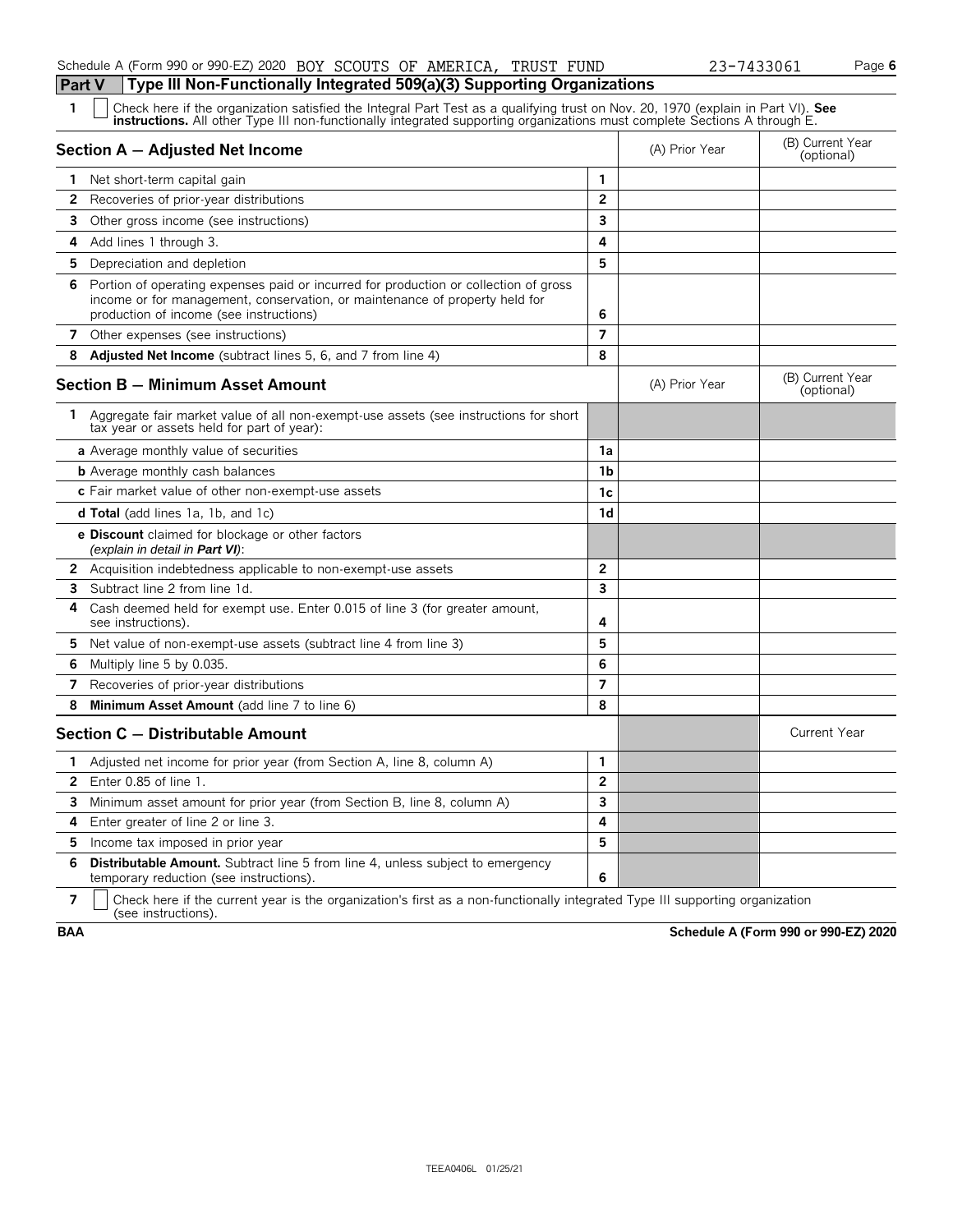## Part V Type III Non-Functionally Integrated 509(a)(3) Supporting Organizations

**1** ☐ Check here if the organization satisfied the Integral Part Test as a qualifying trust on Nov. 20, 1970 (explain in Part VI). **See instructions.** All other Type III non-functionally integrated supporting organizations must complete Sections A through E.

| Section A — Adjusted Net Income | | (A) Prior Year | (B) Current Year (optional) |
|---|---|---|---|
| **1** Net short-term capital gain | 1 | | |
| **2** Recoveries of prior-year distributions | 2 | | |
| **3** Other gross income (see instructions) | 3 | | |
| **4** Add lines 1 through 3. | 4 | | |
| **5** Depreciation and depletion | 5 | | |
| **6** Portion of operating expenses paid or incurred for production or collection of gross income or for management, conservation, or maintenance of property held for production of income (see instructions) | 6 | | |
| **7** Other expenses (see instructions) | 7 | | |
| **8** **Adjusted Net Income** (subtract lines 5, 6, and 7 from line 4) | 8 | | |

| Section B — Minimum Asset Amount | | (A) Prior Year | (B) Current Year (optional) |
|---|---|---|---|
| **1** Aggregate fair market value of all non-exempt-use assets (see instructions for short tax year or assets held for part of year): | | | |
| **a** Average monthly value of securities | 1a | | |
| **b** Average monthly cash balances | 1b | | |
| **c** Fair market value of other non-exempt-use assets | 1c | | |
| **d Total** (add lines 1a, 1b, and 1c) | 1d | | |
| **e Discount** claimed for blockage or other factors *(explain in detail in **Part VI**)*: | | | |
| **2** Acquisition indebtedness applicable to non-exempt-use assets | 2 | | |
| **3** Subtract line 2 from line 1d. | 3 | | |
| **4** Cash deemed held for exempt use. Enter 0.015 of line 3 (for greater amount, see instructions). | 4 | | |
| **5** Net value of non-exempt-use assets (subtract line 4 from line 3) | 5 | | |
| **6** Multiply line 5 by 0.035. | 6 | | |
| **7** Recoveries of prior-year distributions | 7 | | |
| **8** **Minimum Asset Amount** (add line 7 to line 6) | 8 | | |

| Section C — Distributable Amount | | | Current Year |
|---|---|---|---|
| **1** Adjusted net income for prior year (from Section A, line 8, column A) | 1 | | |
| **2** Enter 0.85 of line 1. | 2 | | |
| **3** Minimum asset amount for prior year (from Section B, line 8, column A) | 3 | | |
| **4** Enter greater of line 2 or line 3. | 4 | | |
| **5** Income tax imposed in prior year | 5 | | |
| **6** **Distributable Amount.** Subtract line 5 from line 4, unless subject to emergency temporary reduction (see instructions). | 6 | | |

**7** ☐ Check here if the current year is the organization's first as a non-functionally integrated Type III supporting organization (see instructions).

**BAA** **Schedule A (Form 990 or 990-EZ) 2020**

TEEA0406L 01/25/21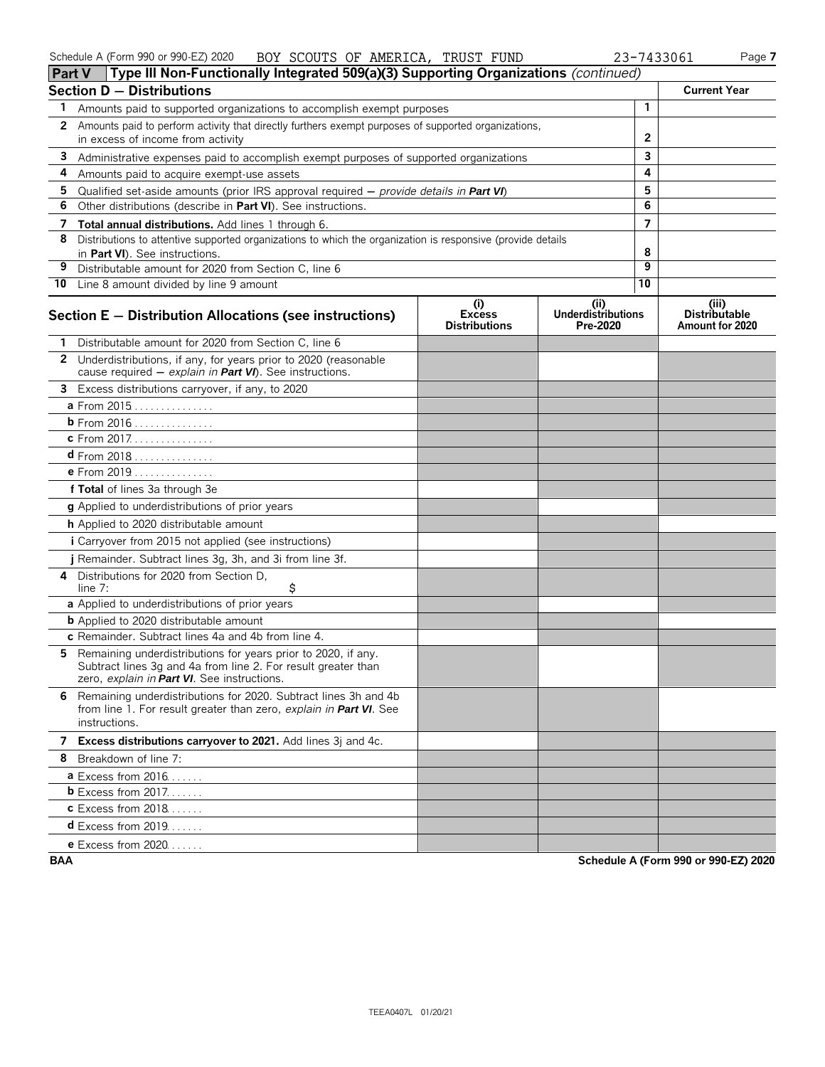Schedule A (Form 990 or 990-EZ) 2020 BOY SCOUTS OF AMERICA, TRUST FUND 23-7433061

## Part V Type III Non-Functionally Integrated 509(a)(3) Supporting Organizations *(continued)*

| Section D — Distributions | | Current Year |
|---|---|---|
| 1 Amounts paid to supported organizations to accomplish exempt purposes | 1 | |
| 2 Amounts paid to perform activity that directly furthers exempt purposes of supported organizations, in excess of income from activity | 2 | |
| 3 Administrative expenses paid to accomplish exempt purposes of supported organizations | 3 | |
| 4 Amounts paid to acquire exempt-use assets | 4 | |
| 5 Qualified set-aside amounts (prior IRS approval required — *provide details in* ***Part VI***) | 5 | |
| 6 Other distributions (describe in **Part VI**). See instructions. | 6 | |
| 7 **Total annual distributions.** Add lines 1 through 6. | 7 | |
| 8 Distributions to attentive supported organizations to which the organization is responsive (provide details in **Part VI**). See instructions. | 8 | |
| 9 Distributable amount for 2020 from Section C, line 6 | 9 | |
| 10 Line 8 amount divided by line 9 amount | 10 | |

| Section E — Distribution Allocations (see instructions) | (i) Excess Distributions | (ii) Underdistributions Pre-2020 | (iii) Distributable Amount for 2020 |
|---|---|---|---|
| 1 Distributable amount for 2020 from Section C, line 6 | | | |
| 2 Underdistributions, if any, for years prior to 2020 (reasonable cause required — *explain in* ***Part VI***). See instructions. | | | |
| 3 Excess distributions carryover, if any, to 2020 | | | |
| a From 2015 | | | |
| b From 2016 | | | |
| c From 2017 | | | |
| d From 2018 | | | |
| e From 2019 | | | |
| f **Total** of lines 3a through 3e | | | |
| g Applied to underdistributions of prior years | | | |
| h Applied to 2020 distributable amount | | | |
| i Carryover from 2015 not applied (see instructions) | | | |
| j Remainder. Subtract lines 3g, 3h, and 3i from line 3f. | | | |
| 4 Distributions for 2020 from Section D, line 7: $ | | | |
| a Applied to underdistributions of prior years | | | |
| b Applied to 2020 distributable amount | | | |
| c Remainder. Subtract lines 4a and 4b from line 4. | | | |
| 5 Remaining underdistributions for years prior to 2020, if any. Subtract lines 3g and 4a from line 2. For result greater than zero, *explain in* ***Part VI***. See instructions. | | | |
| 6 Remaining underdistributions for 2020. Subtract lines 3h and 4b from line 1. For result greater than zero, *explain in* ***Part VI***. See instructions. | | | |
| 7 **Excess distributions carryover to 2021.** Add lines 3j and 4c. | | | |
| 8 Breakdown of line 7: | | | |
| a Excess from 2016 | | | |
| b Excess from 2017 | | | |
| c Excess from 2018 | | | |
| d Excess from 2019 | | | |
| e Excess from 2020 | | | |

BAA Schedule A (Form 990 or 990-EZ) 2020

TEEA0407L 01/20/21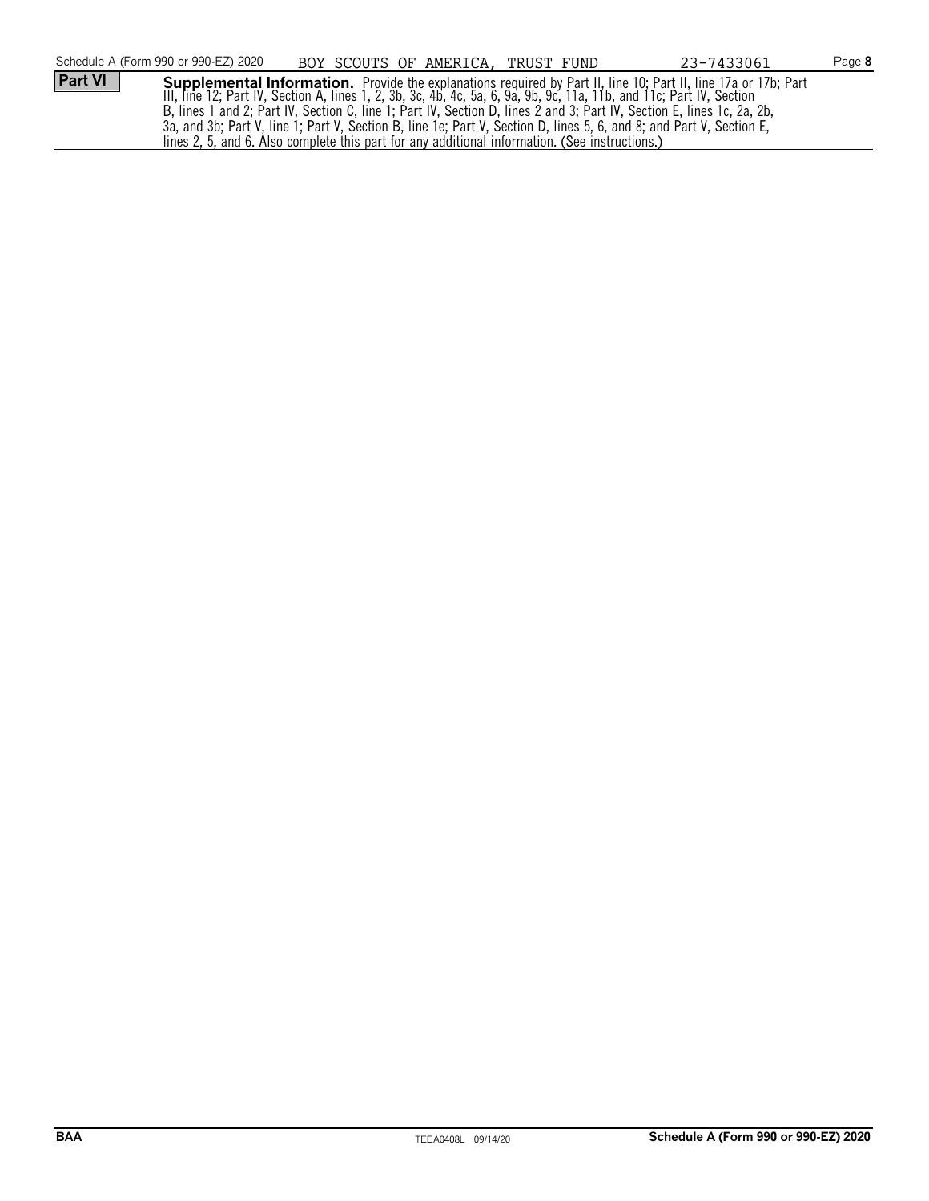Schedule A (Form 990 or 990-EZ) 2020 BOY SCOUTS OF AMERICA, TRUST FUND 23-7433061

**Part VI** **Supplemental Information.** Provide the explanations required by Part II, line 10; Part II, line 17a or 17b; Part III, line 12; Part IV, Section A, lines 1, 2, 3b, 3c, 4b, 4c, 5a, 6, 9a, 9b, 9c, 11a, 11b, and 11c; Part IV, Section B, lines 1 and 2; Part IV, Section C, line 1; Part IV, Section D, lines 2 and 3; Part IV, Section E, lines 1c, 2a, 2b, 3a, and 3b; Part V, line 1; Part V, Section B, line 1e; Part V, Section D, lines 5, 6, and 8; and Part V, Section E, lines 2, 5, and 6. Also complete this part for any additional information. (See instructions.)

BAA TEEA0408L 09/14/20 **Schedule A (Form 990 or 990-EZ) 2020**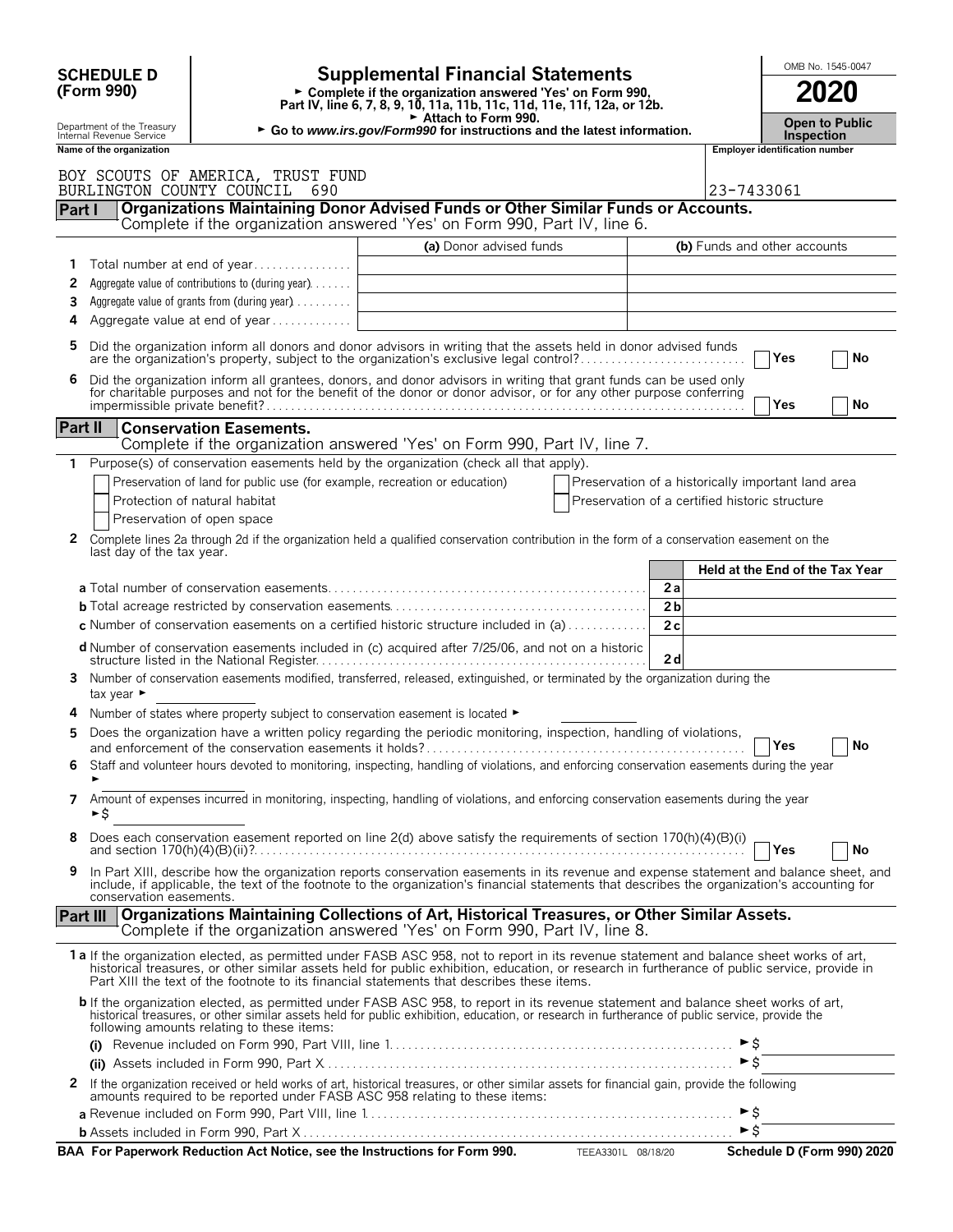**SCHEDULE D (Form 990)**

Department of the Treasury
Internal Revenue Service

# Supplemental Financial Statements

► Complete if the organization answered 'Yes' on Form 990, Part IV, line 6, 7, 8, 9, 10, 11a, 11b, 11c, 11d, 11e, 11f, 12a, or 12b.
► Attach to Form 990.
► Go to *www.irs.gov/Form990* for instructions and the latest information.

OMB No. 1545-0047

**2020**

**Open to Public Inspection**

**Name of the organization**
BOY SCOUTS OF AMERICA, TRUST FUND
BURLINGTON COUNTY COUNCIL 690

**Employer identification number**
23-7433061

## Part I — Organizations Maintaining Donor Advised Funds or Other Similar Funds or Accounts.
Complete if the organization answered 'Yes' on Form 990, Part IV, line 6.

| | | (a) Donor advised funds | (b) Funds and other accounts |
|---|---|---|---|
| 1 | Total number at end of year | | |
| 2 | Aggregate value of contributions to (during year) | | |
| 3 | Aggregate value of grants from (during year) | | |
| 4 | Aggregate value at end of year | | |

5 Did the organization inform all donors and donor advisors in writing that the assets held in donor advised funds are the organization's property, subject to the organization's exclusive legal control? ☐ Yes ☐ No

6 Did the organization inform all grantees, donors, and donor advisors in writing that grant funds can be used only for charitable purposes and not for the benefit of the donor or donor advisor, or for any other purpose conferring impermissible private benefit? ☐ Yes ☐ No

## Part II — Conservation Easements.
Complete if the organization answered 'Yes' on Form 990, Part IV, line 7.

1 Purpose(s) of conservation easements held by the organization (check all that apply).

- ☐ Preservation of land for public use (for example, recreation or education)
- ☐ Protection of natural habitat
- ☐ Preservation of open space
- ☐ Preservation of a historically important land area
- ☐ Preservation of a certified historic structure

2 Complete lines 2a through 2d if the organization held a qualified conservation contribution in the form of a conservation easement on the last day of the tax year.

| | | Held at the End of the Tax Year |
|---|---|---|
| a Total number of conservation easements | 2a | |
| b Total acreage restricted by conservation easements | 2b | |
| c Number of conservation easements on a certified historic structure included in (a) | 2c | |
| d Number of conservation easements included in (c) acquired after 7/25/06, and not on a historic structure listed in the National Register | 2d | |

3 Number of conservation easements modified, transferred, released, extinguished, or terminated by the organization during the tax year ► \_\_\_\_\_\_

4 Number of states where property subject to conservation easement is located ► \_\_\_\_\_\_

5 Does the organization have a written policy regarding the periodic monitoring, inspection, handling of violations, and enforcement of the conservation easements it holds? ☐ Yes ☐ No

6 Staff and volunteer hours devoted to monitoring, inspecting, handling of violations, and enforcing conservation easements during the year ► \_\_\_\_\_\_

7 Amount of expenses incurred in monitoring, inspecting, handling of violations, and enforcing conservation easements during the year ► $ \_\_\_\_\_\_

8 Does each conservation easement reported on line 2(d) above satisfy the requirements of section 170(h)(4)(B)(i) and section 170(h)(4)(B)(ii)? ☐ Yes ☐ No

9 In Part XIII, describe how the organization reports conservation easements in its revenue and expense statement and balance sheet, and include, if applicable, the text of the footnote to the organization's financial statements that describes the organization's accounting for conservation easements.

## Part III — Organizations Maintaining Collections of Art, Historical Treasures, or Other Similar Assets.
Complete if the organization answered 'Yes' on Form 990, Part IV, line 8.

1a If the organization elected, as permitted under FASB ASC 958, not to report in its revenue statement and balance sheet works of art, historical treasures, or other similar assets held for public exhibition, education, or research in furtherance of public service, provide in Part XIII the text of the footnote to its financial statements that describes these items.

b If the organization elected, as permitted under FASB ASC 958, to report in its revenue statement and balance sheet works of art, historical treasures, or other similar assets held for public exhibition, education, or research in furtherance of public service, provide the following amounts relating to these items:

(i) Revenue included on Form 990, Part VIII, line 1 ► $ \_\_\_\_\_\_

(ii) Assets included in Form 990, Part X ► $ \_\_\_\_\_\_

2 If the organization received or held works of art, historical treasures, or other similar assets for financial gain, provide the following amounts required to be reported under FASB ASC 958 relating to these items:

a Revenue included on Form 990, Part VIII, line 1 ► $ \_\_\_\_\_\_

b Assets included in Form 990, Part X ► $ \_\_\_\_\_\_

**BAA For Paperwork Reduction Act Notice, see the Instructions for Form 990.** TEEA3301L 08/18/20 **Schedule D (Form 990) 2020**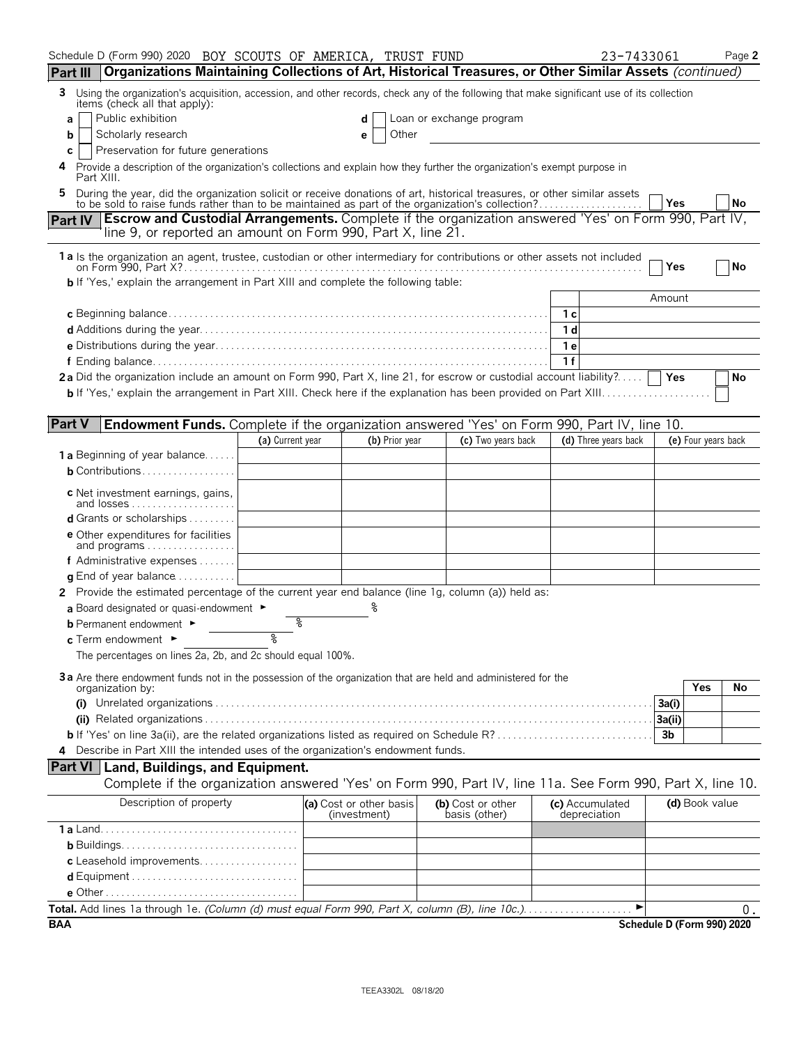Schedule D (Form 990) 2020 BOY SCOUTS OF AMERICA, TRUST FUND 23-7433061

## Part III Organizations Maintaining Collections of Art, Historical Treasures, or Other Similar Assets *(continued)*

3 Using the organization's acquisition, accession, and other records, check any of the following that make significant use of its collection items (check all that apply):

- a ☐ Public exhibition
- b ☐ Scholarly research
- c ☐ Preservation for future generations
- d ☐ Loan or exchange program
- e ☐ Other

4 Provide a description of the organization's collections and explain how they further the organization's exempt purpose in Part XIII.

5 During the year, did the organization solicit or receive donations of art, historical treasures, or other similar assets to be sold to raise funds rather than to be maintained as part of the organization's collection? ☐ Yes ☐ No

## Part IV Escrow and Custodial Arrangements.

Complete if the organization answered 'Yes' on Form 990, Part IV, line 9, or reported an amount on Form 990, Part X, line 21.

1a Is the organization an agent, trustee, custodian or other intermediary for contributions or other assets not included on Form 990, Part X? ☐ Yes ☐ No

b If 'Yes,' explain the arrangement in Part XIII and complete the following table:

| | | Amount |
|---|---|---|
| c Beginning balance | 1c | |
| d Additions during the year | 1d | |
| e Distributions during the year | 1e | |
| f Ending balance | 1f | |

2a Did the organization include an amount on Form 990, Part X, line 21, for escrow or custodial account liability? ☐ Yes ☐ No

b If 'Yes,' explain the arrangement in Part XIII. Check here if the explanation has been provided on Part XIII ☐

## Part V Endowment Funds.

Complete if the organization answered 'Yes' on Form 990, Part IV, line 10.

| | (a) Current year | (b) Prior year | (c) Two years back | (d) Three years back | (e) Four years back |
|---|---|---|---|---|---|
| 1a Beginning of year balance | | | | | |
| b Contributions | | | | | |
| c Net investment earnings, gains, and losses | | | | | |
| d Grants or scholarships | | | | | |
| e Other expenditures for facilities and programs | | | | | |
| f Administrative expenses | | | | | |
| g End of year balance | | | | | |

2 Provide the estimated percentage of the current year end balance (line 1g, column (a)) held as:

a Board designated or quasi-endowment ► %

b Permanent endowment ► %

c Term endowment ► %

The percentages on lines 2a, 2b, and 2c should equal 100%.

3a Are there endowment funds not in the possession of the organization that are held and administered for the organization by:

| | | Yes | No |
|---|---|---|---|
| (i) Unrelated organizations | 3a(i) | | |
| (ii) Related organizations | 3a(ii) | | |
| b If 'Yes' on line 3a(ii), are the related organizations listed as required on Schedule R? | 3b | | |

4 Describe in Part XIII the intended uses of the organization's endowment funds.

## Part VI Land, Buildings, and Equipment.

Complete if the organization answered 'Yes' on Form 990, Part IV, line 11a. See Form 990, Part X, line 10.

| Description of property | (a) Cost or other basis (investment) | (b) Cost or other basis (other) | (c) Accumulated depreciation | (d) Book value |
|---|---|---|---|---|
| 1a Land | | | | |
| b Buildings | | | | |
| c Leasehold improvements | | | | |
| d Equipment | | | | |
| e Other | | | | |

**Total.** Add lines 1a through 1e. *(Column (d) must equal Form 990, Part X, column (B), line 10c.)* ► 0.

BAA **Schedule D (Form 990) 2020**

TEEA3302L 08/18/20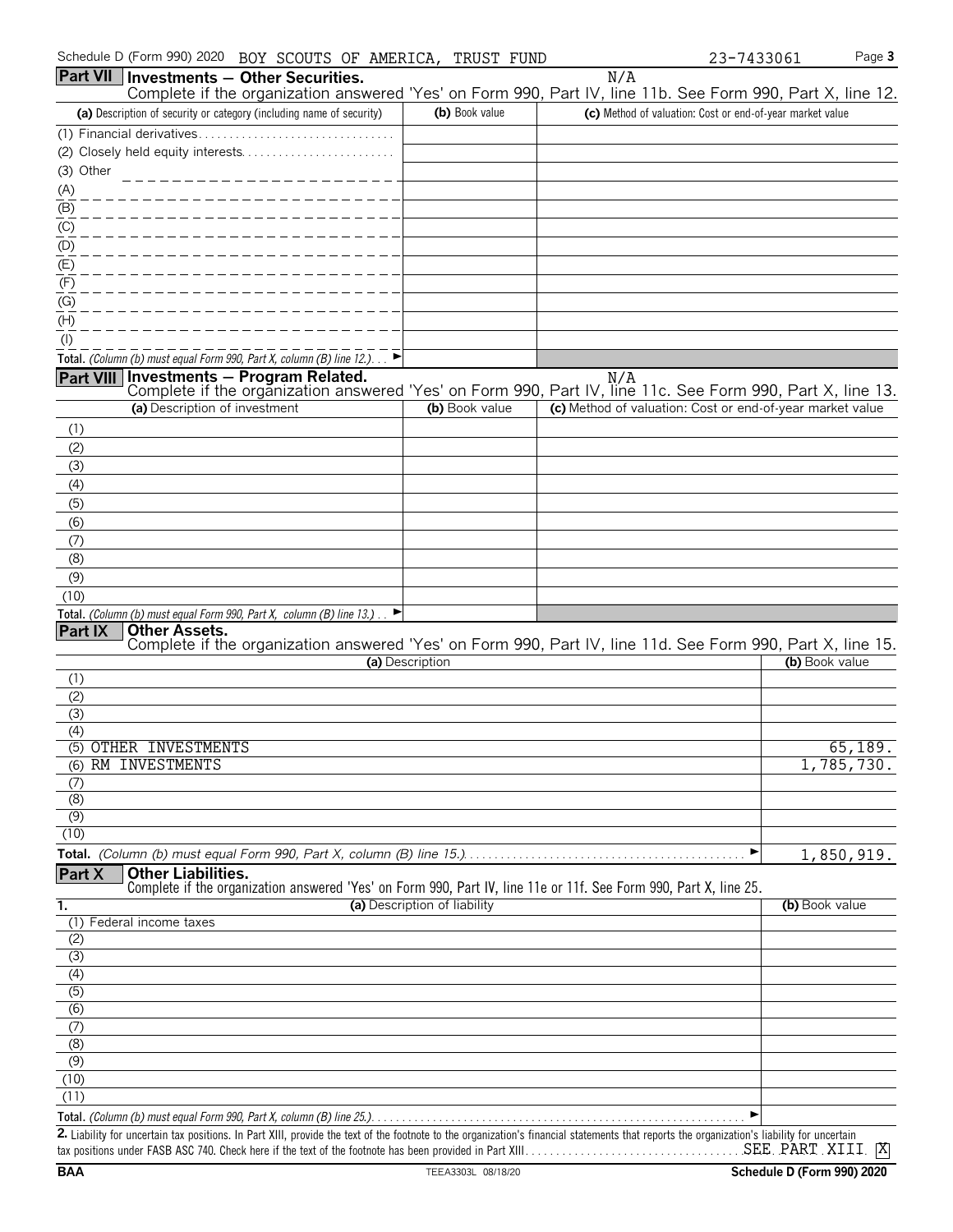Schedule D (Form 990) 2020 BOY SCOUTS OF AMERICA, TRUST FUND 23-7433061

## Part VII Investments — Other Securities.

N/A

Complete if the organization answered 'Yes' on Form 990, Part IV, line 11b. See Form 990, Part X, line 12.

| (a) Description of security or category (including name of security) | (b) Book value | (c) Method of valuation: Cost or end-of-year market value |
|---|---|---|
| (1) Financial derivatives | | |
| (2) Closely held equity interests | | |
| (3) Other | | |
| (A) | | |
| (B) | | |
| (C) | | |
| (D) | | |
| (E) | | |
| (F) | | |
| (G) | | |
| (H) | | |
| (I) | | |
| **Total.** *(Column (b) must equal Form 990, Part X, column (B) line 12.)* ► | | |

## Part VIII Investments — Program Related.

N/A

Complete if the organization answered 'Yes' on Form 990, Part IV, line 11c. See Form 990, Part X, line 13.

| (a) Description of investment | (b) Book value | (c) Method of valuation: Cost or end-of-year market value |
|---|---|---|
| (1) | | |
| (2) | | |
| (3) | | |
| (4) | | |
| (5) | | |
| (6) | | |
| (7) | | |
| (8) | | |
| (9) | | |
| (10) | | |
| **Total.** *(Column (b) must equal Form 990, Part X, column (B) line 13.)* ► | | |

## Part IX Other Assets.

Complete if the organization answered 'Yes' on Form 990, Part IV, line 11d. See Form 990, Part X, line 15.

| (a) Description | (b) Book value |
|---|---|
| (1) | |
| (2) | |
| (3) | |
| (4) | |
| (5) OTHER INVESTMENTS | 65,189. |
| (6) RM INVESTMENTS | 1,785,730. |
| (7) | |
| (8) | |
| (9) | |
| (10) | |
| **Total.** *(Column (b) must equal Form 990, Part X, column (B) line 15.)* ► | 1,850,919. |

## Part X Other Liabilities.

Complete if the organization answered 'Yes' on Form 990, Part IV, line 11e or 11f. See Form 990, Part X, line 25.

| 1. (a) Description of liability | (b) Book value |
|---|---|
| (1) Federal income taxes | |
| (2) | |
| (3) | |
| (4) | |
| (5) | |
| (6) | |
| (7) | |
| (8) | |
| (9) | |
| (10) | |
| (11) | |
| **Total.** *(Column (b) must equal Form 990, Part X, column (B) line 25.)* ► | |

**2.** Liability for uncertain tax positions. In Part XIII, provide the text of the footnote to the organization's financial statements that reports the organization's liability for uncertain tax positions under FASB ASC 740. Check here if the text of the footnote has been provided in Part XIII SEE PART XIII [X]

BAA TEEA3303L 08/18/20 Schedule D (Form 990) 2020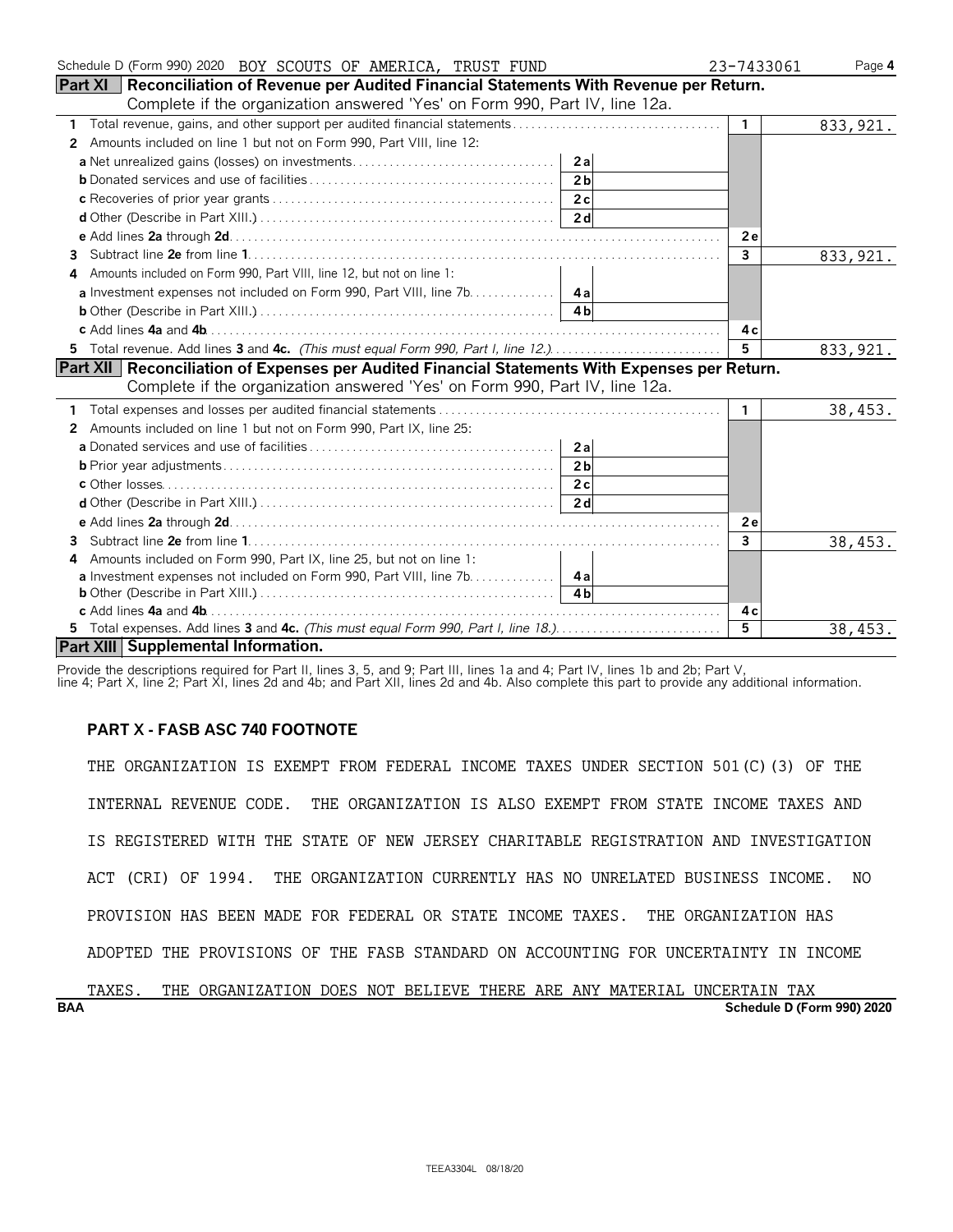Schedule D (Form 990) 2020 BOY SCOUTS OF AMERICA, TRUST FUND 23-7433061 Page 4

## Part XI Reconciliation of Revenue per Audited Financial Statements With Revenue per Return.

Complete if the organization answered 'Yes' on Form 990, Part IV, line 12a.

| | | | | |
|---|---|---|---|---|
| 1 | Total revenue, gains, and other support per audited financial statements | | 1 | 833,921. |
| 2 | Amounts included on line 1 but not on Form 990, Part VIII, line 12: | | | |
| | **a** Net unrealized gains (losses) on investments | 2a | | |
| | **b** Donated services and use of facilities | 2b | | |
| | **c** Recoveries of prior year grants | 2c | | |
| | **d** Other (Describe in Part XIII.) | 2d | | |
| | **e** Add lines **2a** through **2d** | | 2e | |
| 3 | Subtract line **2e** from line **1** | | 3 | 833,921. |
| 4 | Amounts included on Form 990, Part VIII, line 12, but not on line 1: | | | |
| | **a** Investment expenses not included on Form 990, Part VIII, line 7b | 4a | | |
| | **b** Other (Describe in Part XIII.) | 4b | | |
| | **c** Add lines **4a** and **4b** | | 4c | |
| 5 | Total revenue. Add lines **3** and **4c.** *(This must equal Form 990, Part I, line 12.)* | | 5 | 833,921. |

## Part XII Reconciliation of Expenses per Audited Financial Statements With Expenses per Return.

Complete if the organization answered 'Yes' on Form 990, Part IV, line 12a.

| | | | | |
|---|---|---|---|---|
| 1 | Total expenses and losses per audited financial statements | | 1 | 38,453. |
| 2 | Amounts included on line 1 but not on Form 990, Part IX, line 25: | | | |
| | **a** Donated services and use of facilities | 2a | | |
| | **b** Prior year adjustments | 2b | | |
| | **c** Other losses | 2c | | |
| | **d** Other (Describe in Part XIII.) | 2d | | |
| | **e** Add lines **2a** through **2d** | | 2e | |
| 3 | Subtract line **2e** from line **1** | | 3 | 38,453. |
| 4 | Amounts included on Form 990, Part IX, line 25, but not on line 1: | | | |
| | **a** Investment expenses not included on Form 990, Part VIII, line 7b | 4a | | |
| | **b** Other (Describe in Part XIII.) | 4b | | |
| | **c** Add lines **4a** and **4b** | | 4c | |
| 5 | Total expenses. Add lines **3** and **4c.** *(This must equal Form 990, Part I, line 18.)* | | 5 | 38,453. |

## Part XIII Supplemental Information.

Provide the descriptions required for Part II, lines 3, 5, and 9; Part III, lines 1a and 4; Part IV, lines 1b and 2b; Part V, line 4; Part X, line 2; Part XI, lines 2d and 4b; and Part XII, lines 2d and 4b. Also complete this part to provide any additional information.

**PART X - FASB ASC 740 FOOTNOTE**

THE ORGANIZATION IS EXEMPT FROM FEDERAL INCOME TAXES UNDER SECTION 501(C)(3) OF THE INTERNAL REVENUE CODE. THE ORGANIZATION IS ALSO EXEMPT FROM STATE INCOME TAXES AND IS REGISTERED WITH THE STATE OF NEW JERSEY CHARITABLE REGISTRATION AND INVESTIGATION ACT (CRI) OF 1994. THE ORGANIZATION CURRENTLY HAS NO UNRELATED BUSINESS INCOME. NO PROVISION HAS BEEN MADE FOR FEDERAL OR STATE INCOME TAXES. THE ORGANIZATION HAS ADOPTED THE PROVISIONS OF THE FASB STANDARD ON ACCOUNTING FOR UNCERTAINTY IN INCOME TAXES. THE ORGANIZATION DOES NOT BELIEVE THERE ARE ANY MATERIAL UNCERTAIN TAX

BAA Schedule D (Form 990) 2020

TEEA3304L 08/18/20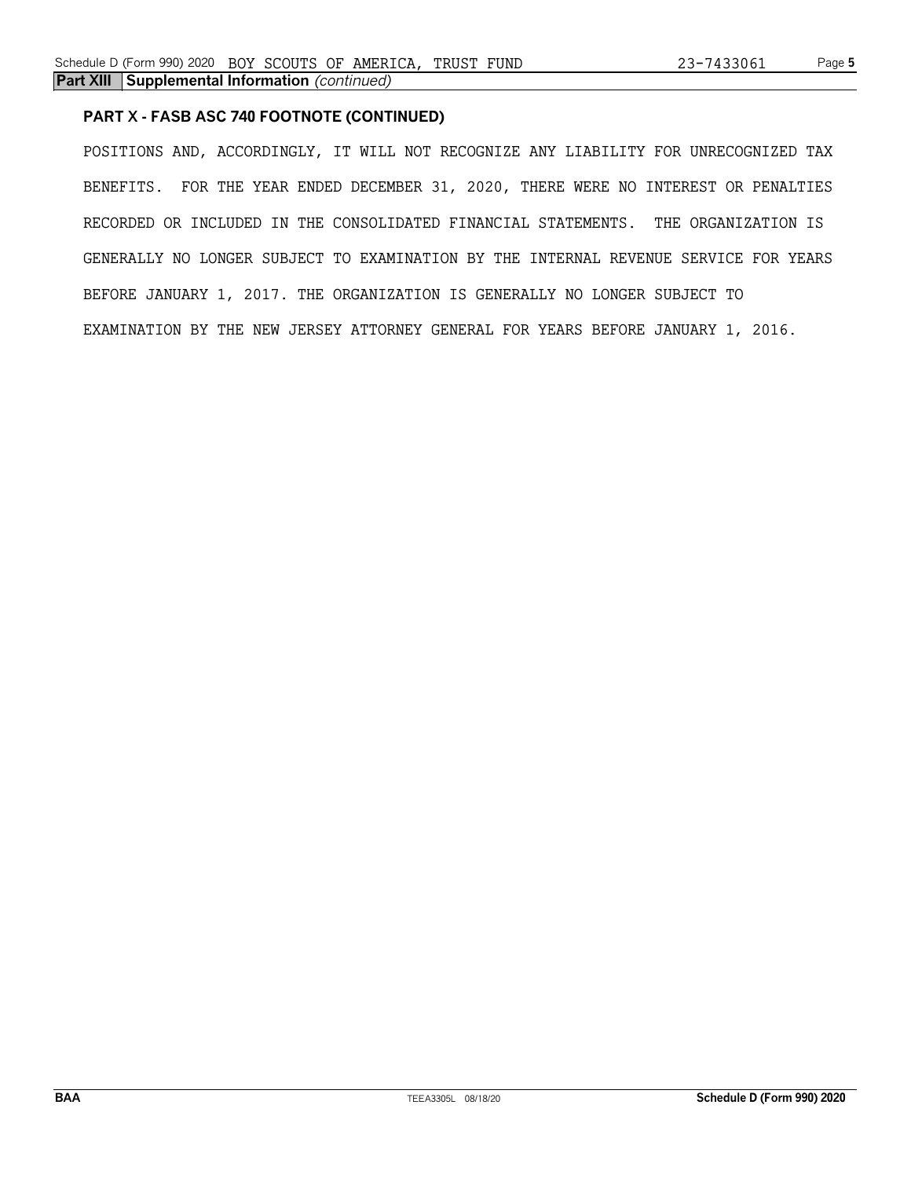**Part XIII Supplemental Information** *(continued)*

### PART X - FASB ASC 740 FOOTNOTE (CONTINUED)

POSITIONS AND, ACCORDINGLY, IT WILL NOT RECOGNIZE ANY LIABILITY FOR UNRECOGNIZED TAX BENEFITS. FOR THE YEAR ENDED DECEMBER 31, 2020, THERE WERE NO INTEREST OR PENALTIES RECORDED OR INCLUDED IN THE CONSOLIDATED FINANCIAL STATEMENTS. THE ORGANIZATION IS GENERALLY NO LONGER SUBJECT TO EXAMINATION BY THE INTERNAL REVENUE SERVICE FOR YEARS BEFORE JANUARY 1, 2017. THE ORGANIZATION IS GENERALLY NO LONGER SUBJECT TO EXAMINATION BY THE NEW JERSEY ATTORNEY GENERAL FOR YEARS BEFORE JANUARY 1, 2016.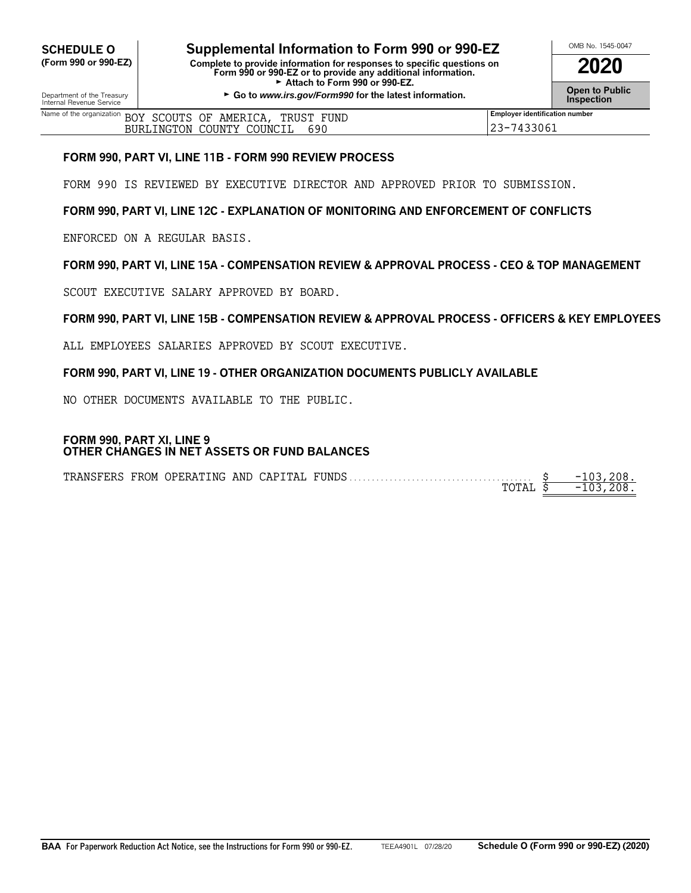**SCHEDULE O (Form 990 or 990-EZ)**

Department of the Treasury
Internal Revenue Service

# Supplemental Information to Form 990 or 990-EZ

**Complete to provide information for responses to specific questions on Form 990 or 990-EZ or to provide any additional information.**
► **Attach to Form 990 or 990-EZ.**
► **Go to www.irs.gov/Form990 for the latest information.**

OMB No. 1545-0047

**2020**

**Open to Public Inspection**

| Name of the organization | Employer identification number |
|---|---|
| BOY SCOUTS OF AMERICA, TRUST FUND BURLINGTON COUNTY COUNCIL 690 | 23-7433061 |

**FORM 990, PART VI, LINE 11B - FORM 990 REVIEW PROCESS**

FORM 990 IS REVIEWED BY EXECUTIVE DIRECTOR AND APPROVED PRIOR TO SUBMISSION.

**FORM 990, PART VI, LINE 12C - EXPLANATION OF MONITORING AND ENFORCEMENT OF CONFLICTS**

ENFORCED ON A REGULAR BASIS.

**FORM 990, PART VI, LINE 15A - COMPENSATION REVIEW & APPROVAL PROCESS - CEO & TOP MANAGEMENT**

SCOUT EXECUTIVE SALARY APPROVED BY BOARD.

**FORM 990, PART VI, LINE 15B - COMPENSATION REVIEW & APPROVAL PROCESS - OFFICERS & KEY EMPLOYEES**

ALL EMPLOYEES SALARIES APPROVED BY SCOUT EXECUTIVE.

**FORM 990, PART VI, LINE 19 - OTHER ORGANIZATION DOCUMENTS PUBLICLY AVAILABLE**

NO OTHER DOCUMENTS AVAILABLE TO THE PUBLIC.

**FORM 990, PART XI, LINE 9**
**OTHER CHANGES IN NET ASSETS OR FUND BALANCES**

| | | |
|---|---|---|
| TRANSFERS FROM OPERATING AND CAPITAL FUNDS | $ | -103,208. |
| TOTAL | $ | -103,208. |

**BAA** For Paperwork Reduction Act Notice, see the Instructions for Form 990 or 990-EZ. TEEA4901L 07/28/20 **Schedule O (Form 990 or 990-EZ) (2020)**